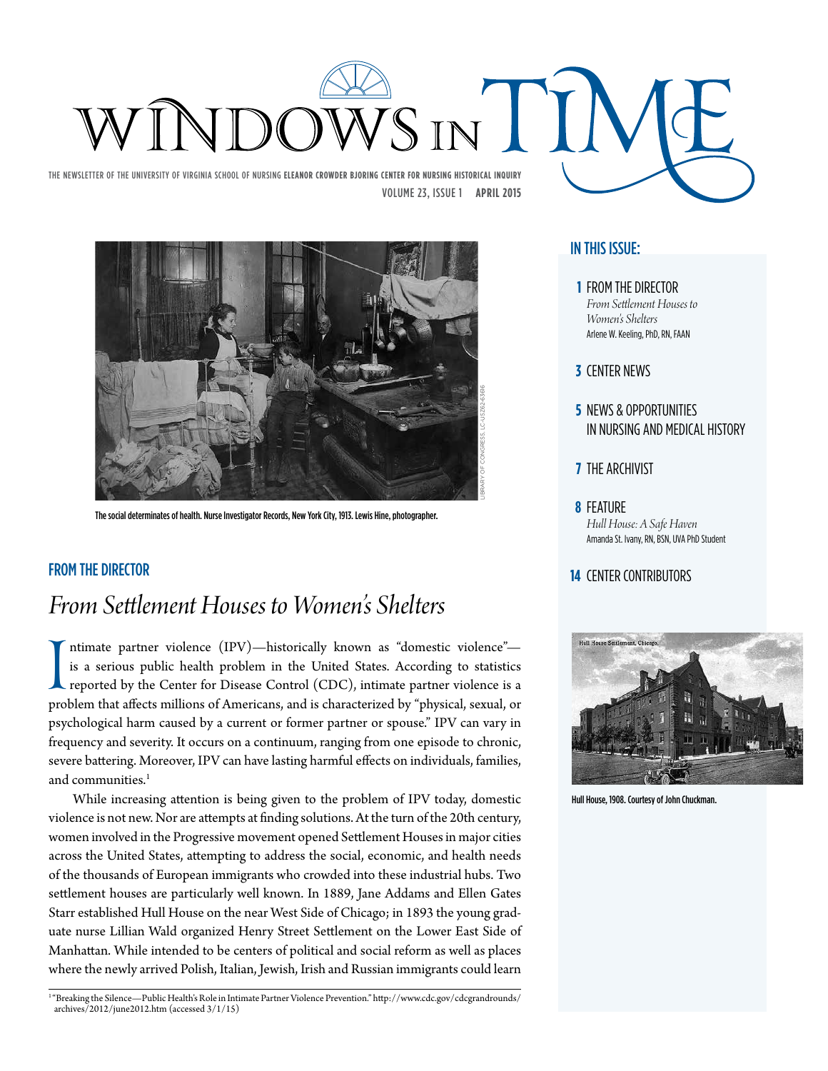# WINDOWS IN TIME

THE NEWSLETTER OF THE UNIVERSITY OF VIRGINIA SCHOOL OF NURSING **ELEANOR CROWDER BJORING CENTER FOR NURSING HISTORICAL INQUIRY**

VOLUME 23, ISSUE 1 **APRIL 2015**

LIBRARY OF CONGRESS, LC-USZ62-63696

The social determinates of health. Nurse Investigator Records, New York City, 1913. Lewis Hine, photographer.

## IN THIS ISSUE:

**1** FROM THE DIRECTOR
*From Settlement Houses to Women's Shelters*
Arlene W. Keeling, PhD, RN, FAAN

**3** CENTER NEWS

**5** NEWS & OPPORTUNITIES IN NURSING AND MEDICAL HISTORY

**7** THE ARCHIVIST

**8** FEATURE
*Hull House: A Safe Haven*
Amanda St. Ivany, RN, BSN, UVA PhD Student

**14** CENTER CONTRIBUTORS

Hull House, 1908. Courtesy of John Chuckman.

## FROM THE DIRECTOR

# *From Settlement Houses to Women's Shelters*

Intimate partner violence (IPV)—historically known as "domestic violence"—is a serious public health problem in the United States. According to statistics reported by the Center for Disease Control (CDC), intimate partner violence is a problem that affects millions of Americans, and is characterized by "physical, sexual, or psychological harm caused by a current or former partner or spouse." IPV can vary in frequency and severity. It occurs on a continuum, ranging from one episode to chronic, severe battering. Moreover, IPV can have lasting harmful effects on individuals, families, and communities.[1]

While increasing attention is being given to the problem of IPV today, domestic violence is not new. Nor are attempts at finding solutions. At the turn of the 20th century, women involved in the Progressive movement opened Settlement Houses in major cities across the United States, attempting to address the social, economic, and health needs of the thousands of European immigrants who crowded into these industrial hubs. Two settlement houses are particularly well known. In 1889, Jane Addams and Ellen Gates Starr established Hull House on the near West Side of Chicago; in 1893 the young graduate nurse Lillian Wald organized Henry Street Settlement on the Lower East Side of Manhattan. While intended to be centers of political and social reform as well as places where the newly arrived Polish, Italian, Jewish, Irish and Russian immigrants could learn

[1] "Breaking the Silence—Public Health's Role in Intimate Partner Violence Prevention." http://www.cdc.gov/cdcgrandrounds/archives/2012/june2012.htm (accessed 3/1/15)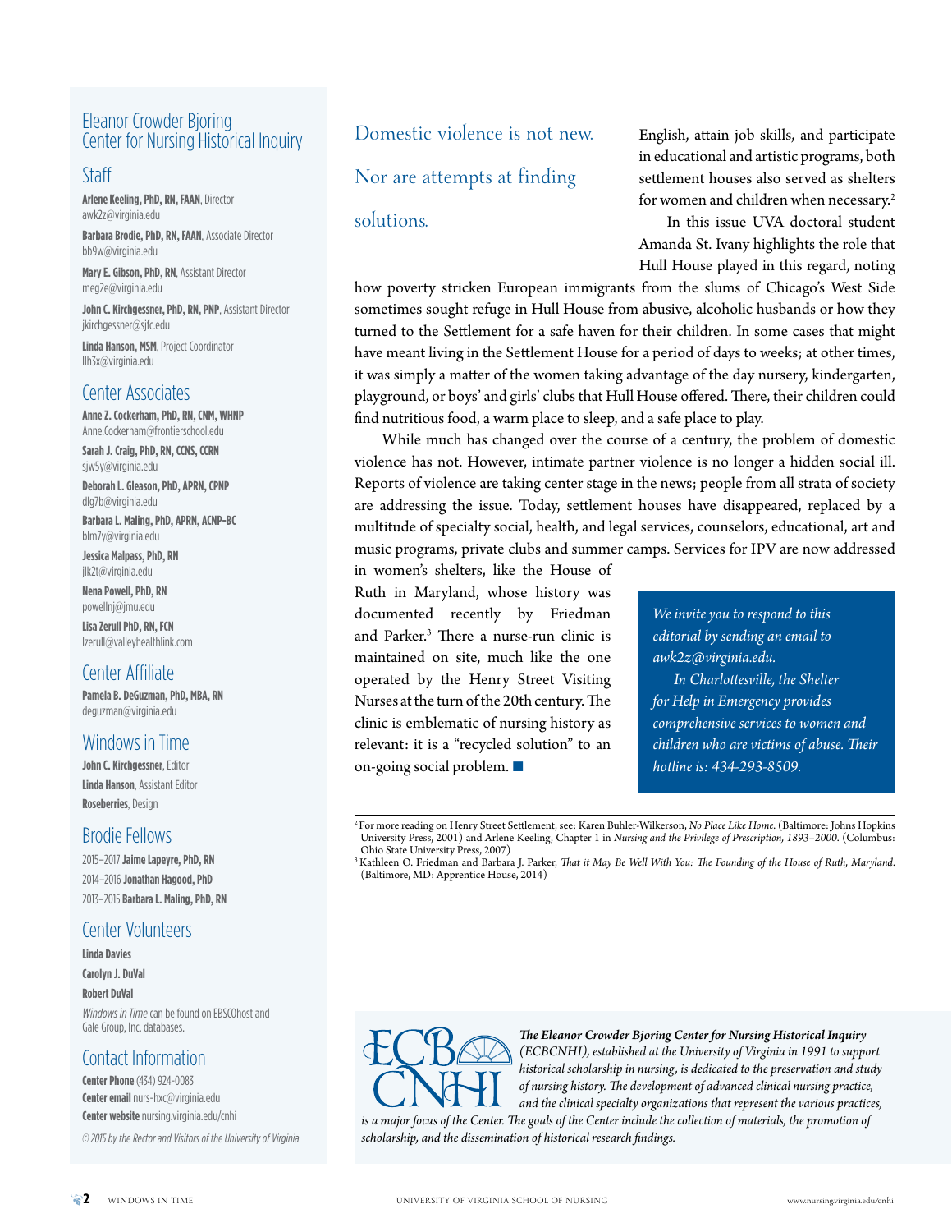# Eleanor Crowder Bjoring Center for Nursing Historical Inquiry

## Staff

**Arlene Keeling, PhD, RN, FAAN**, Director
awk2z@virginia.edu

**Barbara Brodie, PhD, RN, FAAN**, Associate Director
bb9w@virginia.edu

**Mary E. Gibson, PhD, RN**, Assistant Director
meg2e@virginia.edu

**John C. Kirchgessner, PhD, RN, PNP**, Assistant Director
jkirchgessner@sjfc.edu

**Linda Hanson, MSM**, Project Coordinator
llh3x@virginia.edu

## Center Associates

**Anne Z. Cockerham, PhD, RN, CNM, WHNP**
Anne.Cockerham@frontierschool.edu

**Sarah J. Craig, PhD, RN, CCNS, CCRN**
sjw5y@virginia.edu

**Deborah L. Gleason, PhD, APRN, CPNP**
dlg7b@virginia.edu

**Barbara L. Maling, PhD, APRN, ACNP-BC**
blm7y@virginia.edu

**Jessica Malpass, PhD, RN**
jlk2t@virginia.edu

**Nena Powell, PhD, RN**
powellnj@jmu.edu

**Lisa Zerull PhD, RN, FCN**
lzerull@valleyhealthlink.com

## Center Affiliate

**Pamela B. DeGuzman, PhD, MBA, RN**
deguzman@virginia.edu

## Windows in Time

**John C. Kirchgessner**, Editor
**Linda Hanson**, Assistant Editor
**Roseberries**, Design

## Brodie Fellows

2015–2017 **Jaime Lapeyre, PhD, RN**
2014–2016 **Jonathan Hagood, PhD**
2013–2015 **Barbara L. Maling, PhD, RN**

## Center Volunteers

**Linda Davies**
**Carolyn J. DuVal**
**Robert DuVal**

*Windows in Time* can be found on EBSCOhost and Gale Group, Inc. databases.

## Contact Information

**Center Phone** (434) 924-0083
**Center email** nurs-hxc@virginia.edu
**Center website** nursing.virginia.edu/cnhi

*© 2015 by the Rector and Visitors of the University of Virginia*

---

Domestic violence is not new. Nor are attempts at finding solutions.

English, attain job skills, and participate in educational and artistic programs, both settlement houses also served as shelters for women and children when necessary.[2]

In this issue UVA doctoral student Amanda St. Ivany highlights the role that Hull House played in this regard, noting how poverty stricken European immigrants from the slums of Chicago's West Side sometimes sought refuge in Hull House from abusive, alcoholic husbands or how they turned to the Settlement for a safe haven for their children. In some cases that might have meant living in the Settlement House for a period of days to weeks; at other times, it was simply a matter of the women taking advantage of the day nursery, kindergarten, playground, or boys' and girls' clubs that Hull House offered. There, their children could find nutritious food, a warm place to sleep, and a safe place to play.

While much has changed over the course of a century, the problem of domestic violence has not. However, intimate partner violence is no longer a hidden social ill. Reports of violence are taking center stage in the news; people from all strata of society are addressing the issue. Today, settlement houses have disappeared, replaced by a multitude of specialty social, health, and legal services, counselors, educational, art and music programs, private clubs and summer camps. Services for IPV are now addressed in women's shelters, like the House of Ruth in Maryland, whose history was documented recently by Friedman and Parker.[3] There a nurse-run clinic is maintained on site, much like the one operated by the Henry Street Visiting Nurses at the turn of the 20th century. The clinic is emblematic of nursing history as relevant: it is a "recycled solution" to an on-going social problem. ■

*We invite you to respond to this editorial by sending an email to awk2z@virginia.edu.*

*In Charlottesville, the Shelter for Help in Emergency provides comprehensive services to women and children who are victims of abuse. Their hotline is: 434-293-8509.*

---

[2] For more reading on Henry Street Settlement, see: Karen Buhler-Wilkerson, *No Place Like Home*. (Baltimore: Johns Hopkins University Press, 2001) and Arlene Keeling, Chapter 1 in *Nursing and the Privilege of Prescription, 1893–2000*. (Columbus: Ohio State University Press, 2007)

[3] Kathleen O. Friedman and Barbara J. Parker, *That it May Be Well With You: The Founding of the House of Ruth, Maryland*. (Baltimore, MD: Apprentice House, 2014)

---

ECB CNHI

***The Eleanor Crowder Bjoring Center for Nursing Historical Inquiry** (ECBCNHI), established at the University of Virginia in 1991 to support historical scholarship in nursing, is dedicated to the preservation and study of nursing history. The development of advanced clinical nursing practice, and the clinical specialty organizations that represent the various practices, is a major focus of the Center. The goals of the Center include the collection of materials, the promotion of scholarship, and the dissemination of historical research findings.*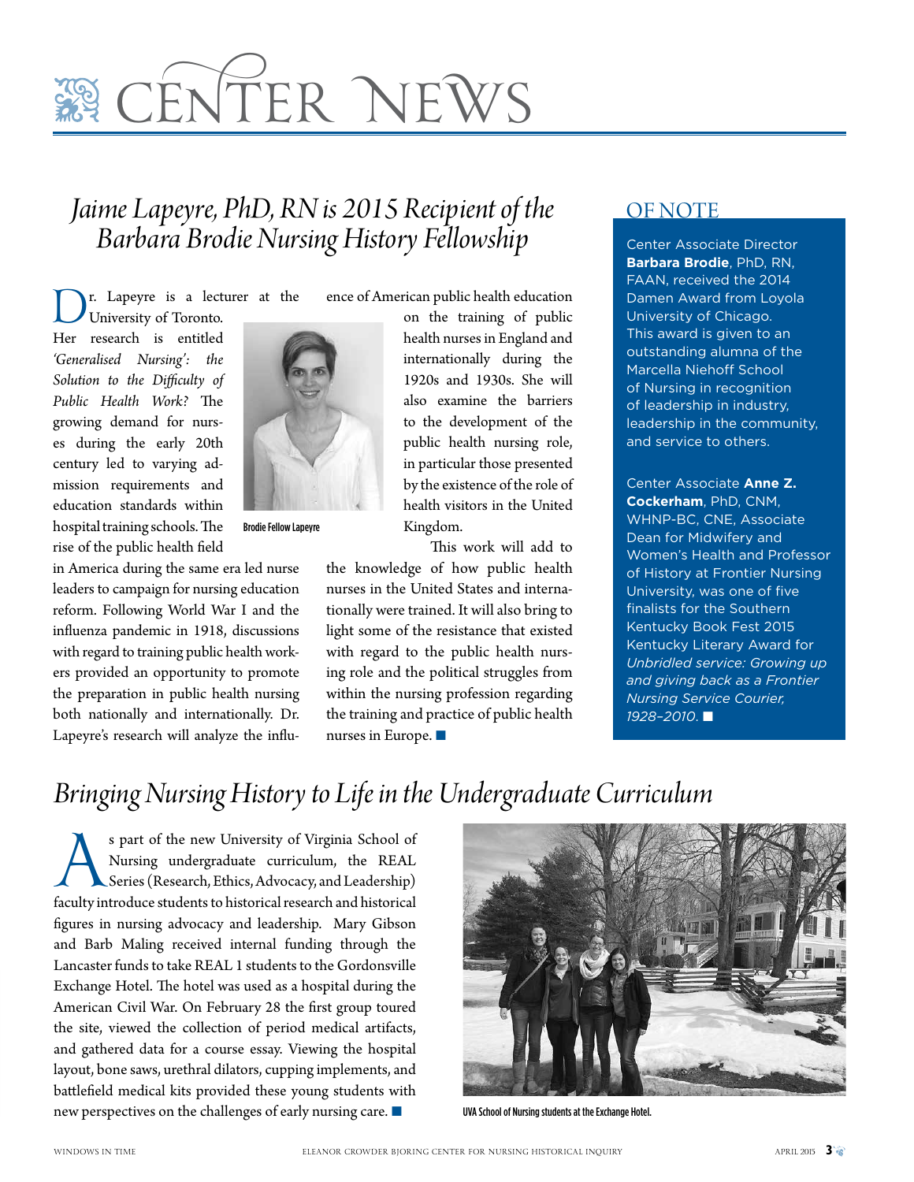# CENTER NEWS

## *Jaime Lapeyre, PhD, RN is 2015 Recipient of the Barbara Brodie Nursing History Fellowship*

Dr. Lapeyre is a lecturer at the University of Toronto. Her research is entitled *'Generalised Nursing': the Solution to the Difficulty of Public Health Work?* The growing demand for nurses during the early 20th century led to varying admission requirements and education standards within hospital training schools. The rise of the public health field in America during the same era led nurse leaders to campaign for nursing education reform. Following World War I and the influenza pandemic in 1918, discussions with regard to training public health workers provided an opportunity to promote the preparation in public health nursing both nationally and internationally. Dr. Lapeyre's research will analyze the influence of American public health education on the training of public health nurses in England and internationally during the 1920s and 1930s. She will also examine the barriers to the development of the public health nursing role, in particular those presented by the existence of the role of health visitors in the United Kingdom.

Brodie Fellow Lapeyre

This work will add to the knowledge of how public health nurses in the United States and internationally were trained. It will also bring to light some of the resistance that existed with regard to the public health nursing role and the political struggles from within the nursing profession regarding the training and practice of public health nurses in Europe. ■

## OF NOTE

Center Associate Director **Barbara Brodie**, PhD, RN, FAAN, received the 2014 Damen Award from Loyola University of Chicago. This award is given to an outstanding alumna of the Marcella Niehoff School of Nursing in recognition of leadership in industry, leadership in the community, and service to others.

Center Associate **Anne Z. Cockerham**, PhD, CNM, WHNP-BC, CNE, Associate Dean for Midwifery and Women's Health and Professor of History at Frontier Nursing University, was one of five finalists for the Southern Kentucky Book Fest 2015 Kentucky Literary Award for *Unbridled service: Growing up and giving back as a Frontier Nursing Service Courier, 1928–2010*. ■

## *Bringing Nursing History to Life in the Undergraduate Curriculum*

As part of the new University of Virginia School of Nursing undergraduate curriculum, the REAL Series (Research, Ethics, Advocacy, and Leadership) faculty introduce students to historical research and historical figures in nursing advocacy and leadership. Mary Gibson and Barb Maling received internal funding through the Lancaster funds to take REAL 1 students to the Gordonsville Exchange Hotel. The hotel was used as a hospital during the American Civil War. On February 28 the first group toured the site, viewed the collection of period medical artifacts, and gathered data for a course essay. Viewing the hospital layout, bone saws, urethral dilators, cupping implements, and battlefield medical kits provided these young students with new perspectives on the challenges of early nursing care. ■

UVA School of Nursing students at the Exchange Hotel.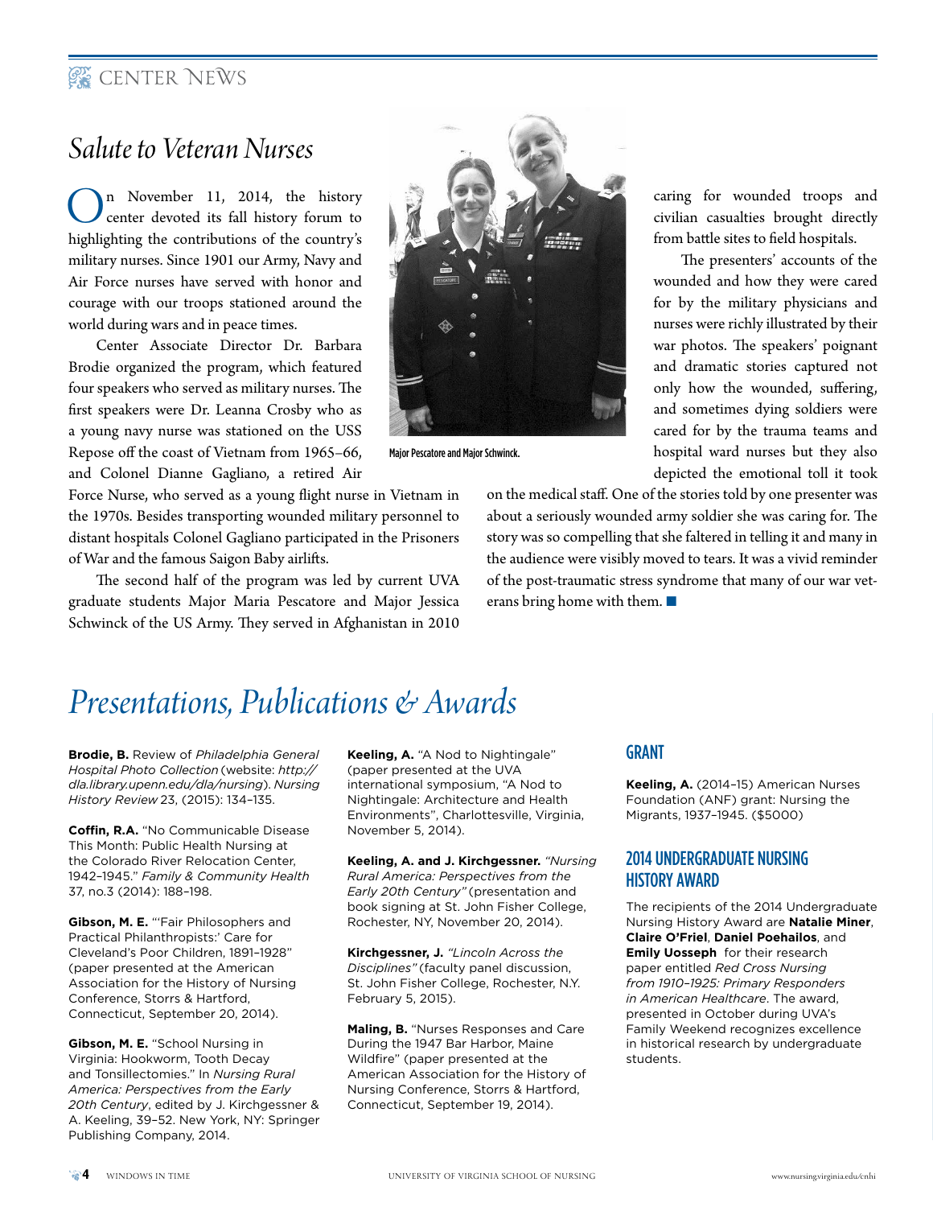# Salute to Veteran Nurses

On November 11, 2014, the history center devoted its fall history forum to highlighting the contributions of the country's military nurses. Since 1901 our Army, Navy and Air Force nurses have served with honor and courage with our troops stationed around the world during wars and in peace times.

Center Associate Director Dr. Barbara Brodie organized the program, which featured four speakers who served as military nurses. The first speakers were Dr. Leanna Crosby who as a young navy nurse was stationed on the USS Repose off the coast of Vietnam from 1965–66, and Colonel Dianne Gagliano, a retired Air Force Nurse, who served as a young flight nurse in Vietnam in the 1970s. Besides transporting wounded military personnel to distant hospitals Colonel Gagliano participated in the Prisoners of War and the famous Saigon Baby airlifts.

The second half of the program was led by current UVA graduate students Major Maria Pescatore and Major Jessica Schwinck of the US Army. They served in Afghanistan in 2010 caring for wounded troops and civilian casualties brought directly from battle sites to field hospitals.

Major Pescatore and Major Schwinck.

The presenters' accounts of the wounded and how they were cared for by the military physicians and nurses were richly illustrated by their war photos. The speakers' poignant and dramatic stories captured not only how the wounded, suffering, and sometimes dying soldiers were cared for by the trauma teams and hospital ward nurses but they also depicted the emotional toll it took on the medical staff. One of the stories told by one presenter was about a seriously wounded army soldier she was caring for. The story was so compelling that she faltered in telling it and many in the audience were visibly moved to tears. It was a vivid reminder of the post-traumatic stress syndrome that many of our war veterans bring home with them. ■

# Presentations, Publications & Awards

**Brodie, B.** Review of *Philadelphia General Hospital Photo Collection* (website: *http://dla.library.upenn.edu/dla/nursing*). *Nursing History Review* 23, (2015): 134–135.

**Coffin, R.A.** "No Communicable Disease This Month: Public Health Nursing at the Colorado River Relocation Center, 1942–1945." *Family & Community Health* 37, no.3 (2014): 188–198.

**Gibson, M. E.** "'Fair Philosophers and Practical Philanthropists:' Care for Cleveland's Poor Children, 1891–1928" (paper presented at the American Association for the History of Nursing Conference, Storrs & Hartford, Connecticut, September 20, 2014).

**Gibson, M. E.** "School Nursing in Virginia: Hookworm, Tooth Decay and Tonsillectomies." In *Nursing Rural America: Perspectives from the Early 20th Century*, edited by J. Kirchgessner & A. Keeling, 39–52. New York, NY: Springer Publishing Company, 2014.

**Keeling, A.** "A Nod to Nightingale" (paper presented at the UVA international symposium, "A Nod to Nightingale: Architecture and Health Environments", Charlottesville, Virginia, November 5, 2014).

**Keeling, A. and J. Kirchgessner.** *"Nursing Rural America: Perspectives from the Early 20th Century"* (presentation and book signing at St. John Fisher College, Rochester, NY, November 20, 2014).

**Kirchgessner, J.** *"Lincoln Across the Disciplines"* (faculty panel discussion, St. John Fisher College, Rochester, N.Y. February 5, 2015).

**Maling, B.** "Nurses Responses and Care During the 1947 Bar Harbor, Maine Wildfire" (paper presented at the American Association for the History of Nursing Conference, Storrs & Hartford, Connecticut, September 19, 2014).

## GRANT

**Keeling, A.** (2014–15) American Nurses Foundation (ANF) grant: Nursing the Migrants, 1937–1945. ($5000)

## 2014 UNDERGRADUATE NURSING HISTORY AWARD

The recipients of the 2014 Undergraduate Nursing History Award are **Natalie Miner**, **Claire O'Friel**, **Daniel Poehailos**, and **Emily Uosseph** for their research paper entitled *Red Cross Nursing from 1910–1925: Primary Responders in American Healthcare*. The award, presented in October during UVA's Family Weekend recognizes excellence in historical research by undergraduate students.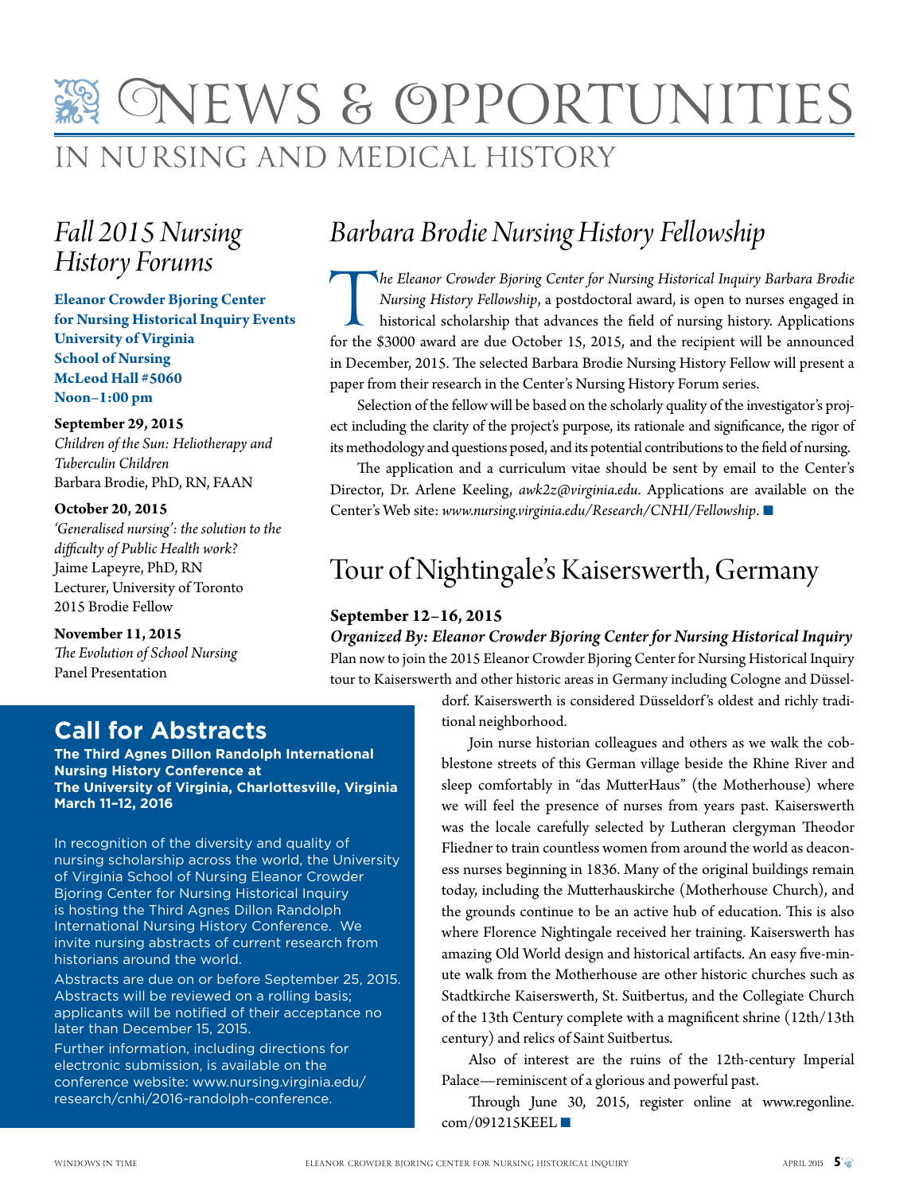# News & Opportunities

## In Nursing and Medical History

## *Fall 2015 Nursing History Forums*

**Eleanor Crowder Bjoring Center for Nursing Historical Inquiry Events**
**University of Virginia**
**School of Nursing**
**McLeod Hall #5060**
**Noon–1:00 pm**

**September 29, 2015**
*Children of the Sun: Heliotherapy and Tuberculin Children*
Barbara Brodie, PhD, RN, FAAN

**October 20, 2015**
*'Generalised nursing': the solution to the difficulty of Public Health work?*
Jaime Lapeyre, PhD, RN
Lecturer, University of Toronto
2015 Brodie Fellow

**November 11, 2015**
*The Evolution of School Nursing*
Panel Presentation

## Call for Abstracts

**The Third Agnes Dillon Randolph International Nursing History Conference at The University of Virginia, Charlottesville, Virginia March 11–12, 2016**

In recognition of the diversity and quality of nursing scholarship across the world, the University of Virginia School of Nursing Eleanor Crowder Bjoring Center for Nursing Historical Inquiry is hosting the Third Agnes Dillon Randolph International Nursing History Conference. We invite nursing abstracts of current research from historians around the world.

Abstracts are due on or before September 25, 2015. Abstracts will be reviewed on a rolling basis; applicants will be notified of their acceptance no later than December 15, 2015.

Further information, including directions for electronic submission, is available on the conference website: www.nursing.virginia.edu/research/cnhi/2016-randolph-conference.

## *Barbara Brodie Nursing History Fellowship*

*The Eleanor Crowder Bjoring Center for Nursing Historical Inquiry Barbara Brodie Nursing History Fellowship*, a postdoctoral award, is open to nurses engaged in historical scholarship that advances the field of nursing history. Applications for the $3000 award are due October 15, 2015, and the recipient will be announced in December, 2015. The selected Barbara Brodie Nursing History Fellow will present a paper from their research in the Center's Nursing History Forum series.

Selection of the fellow will be based on the scholarly quality of the investigator's project including the clarity of the project's purpose, its rationale and significance, the rigor of its methodology and questions posed, and its potential contributions to the field of nursing.

The application and a curriculum vitae should be sent by email to the Center's Director, Dr. Arlene Keeling, *awk2z@virginia.edu*. Applications are available on the Center's Web site: *www.nursing.virginia.edu/Research/CNHI/Fellowship*. ■

## Tour of Nightingale's Kaiserswerth, Germany

**September 12–16, 2015**
***Organized By: Eleanor Crowder Bjoring Center for Nursing Historical Inquiry***

Plan now to join the 2015 Eleanor Crowder Bjoring Center for Nursing Historical Inquiry tour to Kaiserswerth and other historic areas in Germany including Cologne and Düsseldorf. Kaiserswerth is considered Düsseldorf's oldest and richly traditional neighborhood.

Join nurse historian colleagues and others as we walk the cobblestone streets of this German village beside the Rhine River and sleep comfortably in "das MutterHaus" (the Motherhouse) where we will feel the presence of nurses from years past. Kaiserswerth was the locale carefully selected by Lutheran clergyman Theodor Fliedner to train countless women from around the world as deaconess nurses beginning in 1836. Many of the original buildings remain today, including the Mutterhauskirche (Motherhouse Church), and the grounds continue to be an active hub of education. This is also where Florence Nightingale received her training. Kaiserswerth has amazing Old World design and historical artifacts. An easy five-minute walk from the Motherhouse are other historic churches such as Stadtkirche Kaiserswerth, St. Suitbertus, and the Collegiate Church of the 13th Century complete with a magnificent shrine (12th/13th century) and relics of Saint Suitbertus.

Also of interest are the ruins of the 12th-century Imperial Palace—reminiscent of a glorious and powerful past.

Through June 30, 2015, register online at www.regonline.com/091215KEEL ■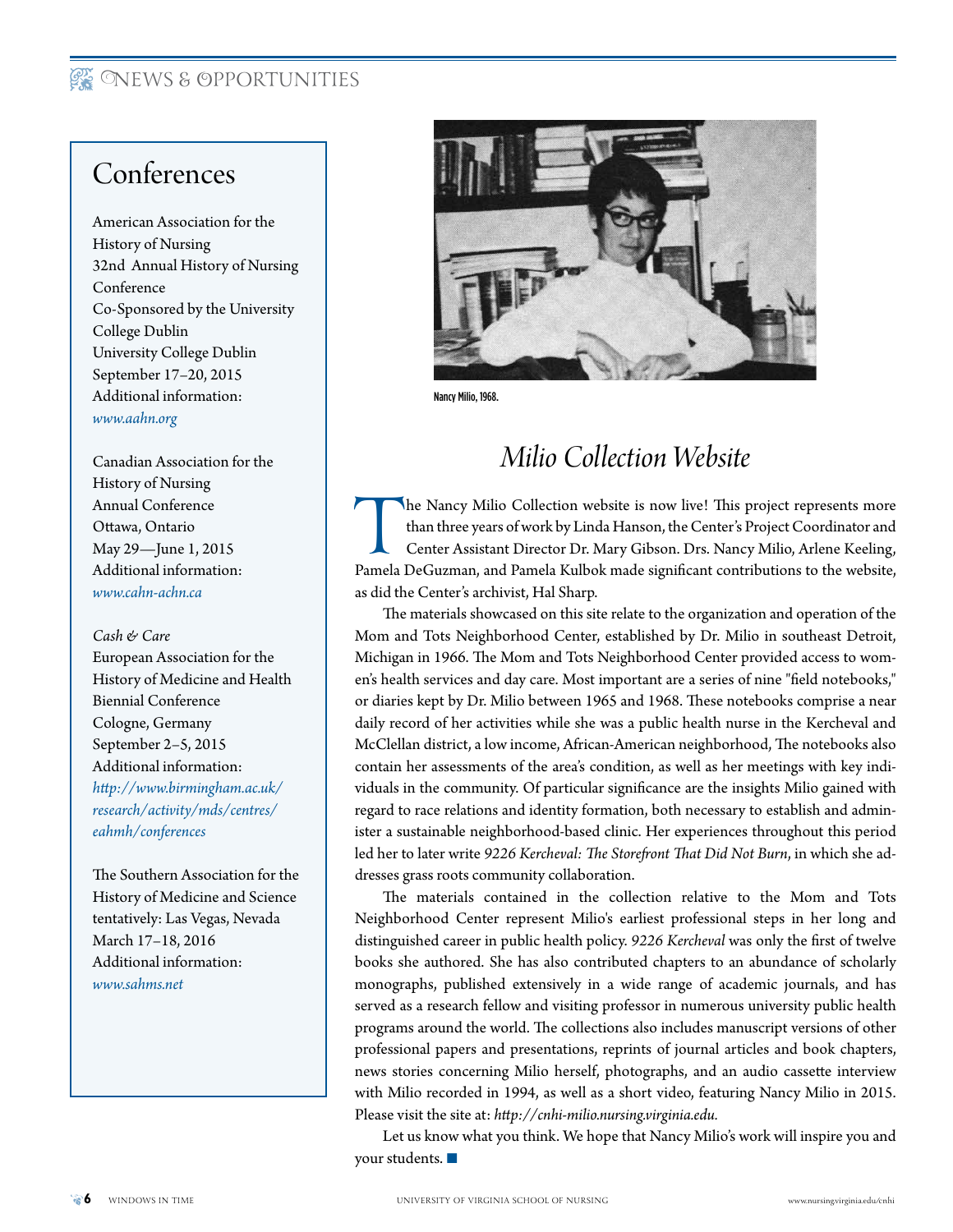## Conferences

American Association for the History of Nursing
32nd Annual History of Nursing Conference
Co-Sponsored by the University College Dublin
University College Dublin
September 17–20, 2015
Additional information:
*www.aahn.org*

Canadian Association for the History of Nursing
Annual Conference
Ottawa, Ontario
May 29—June 1, 2015
Additional information:
*www.cahn-achn.ca*

*Cash & Care*
European Association for the History of Medicine and Health
Biennial Conference
Cologne, Germany
September 2–5, 2015
Additional information:
*http://www.birmingham.ac.uk/research/activity/mds/centres/eahmh/conferences*

The Southern Association for the History of Medicine and Science
tentatively: Las Vegas, Nevada
March 17–18, 2016
Additional information:
*www.sahms.net*

Nancy Milio, 1968.

# *Milio Collection Website*

The Nancy Milio Collection website is now live! This project represents more than three years of work by Linda Hanson, the Center's Project Coordinator and Center Assistant Director Dr. Mary Gibson. Drs. Nancy Milio, Arlene Keeling, Pamela DeGuzman, and Pamela Kulbok made significant contributions to the website, as did the Center's archivist, Hal Sharp.

The materials showcased on this site relate to the organization and operation of the Mom and Tots Neighborhood Center, established by Dr. Milio in southeast Detroit, Michigan in 1966. The Mom and Tots Neighborhood Center provided access to women's health services and day care. Most important are a series of nine "field notebooks," or diaries kept by Dr. Milio between 1965 and 1968. These notebooks comprise a near daily record of her activities while she was a public health nurse in the Kercheval and McClellan district, a low income, African-American neighborhood, The notebooks also contain her assessments of the area's condition, as well as her meetings with key individuals in the community. Of particular significance are the insights Milio gained with regard to race relations and identity formation, both necessary to establish and administer a sustainable neighborhood-based clinic. Her experiences throughout this period led her to later write *9226 Kercheval: The Storefront That Did Not Burn*, in which she addresses grass roots community collaboration.

The materials contained in the collection relative to the Mom and Tots Neighborhood Center represent Milio's earliest professional steps in her long and distinguished career in public health policy. *9226 Kercheval* was only the first of twelve books she authored. She has also contributed chapters to an abundance of scholarly monographs, published extensively in a wide range of academic journals, and has served as a research fellow and visiting professor in numerous university public health programs around the world. The collections also includes manuscript versions of other professional papers and presentations, reprints of journal articles and book chapters, news stories concerning Milio herself, photographs, and an audio cassette interview with Milio recorded in 1994, as well as a short video, featuring Nancy Milio in 2015. Please visit the site at: *http://cnhi-milio.nursing.virginia.edu.*

Let us know what you think. We hope that Nancy Milio's work will inspire you and your students. ■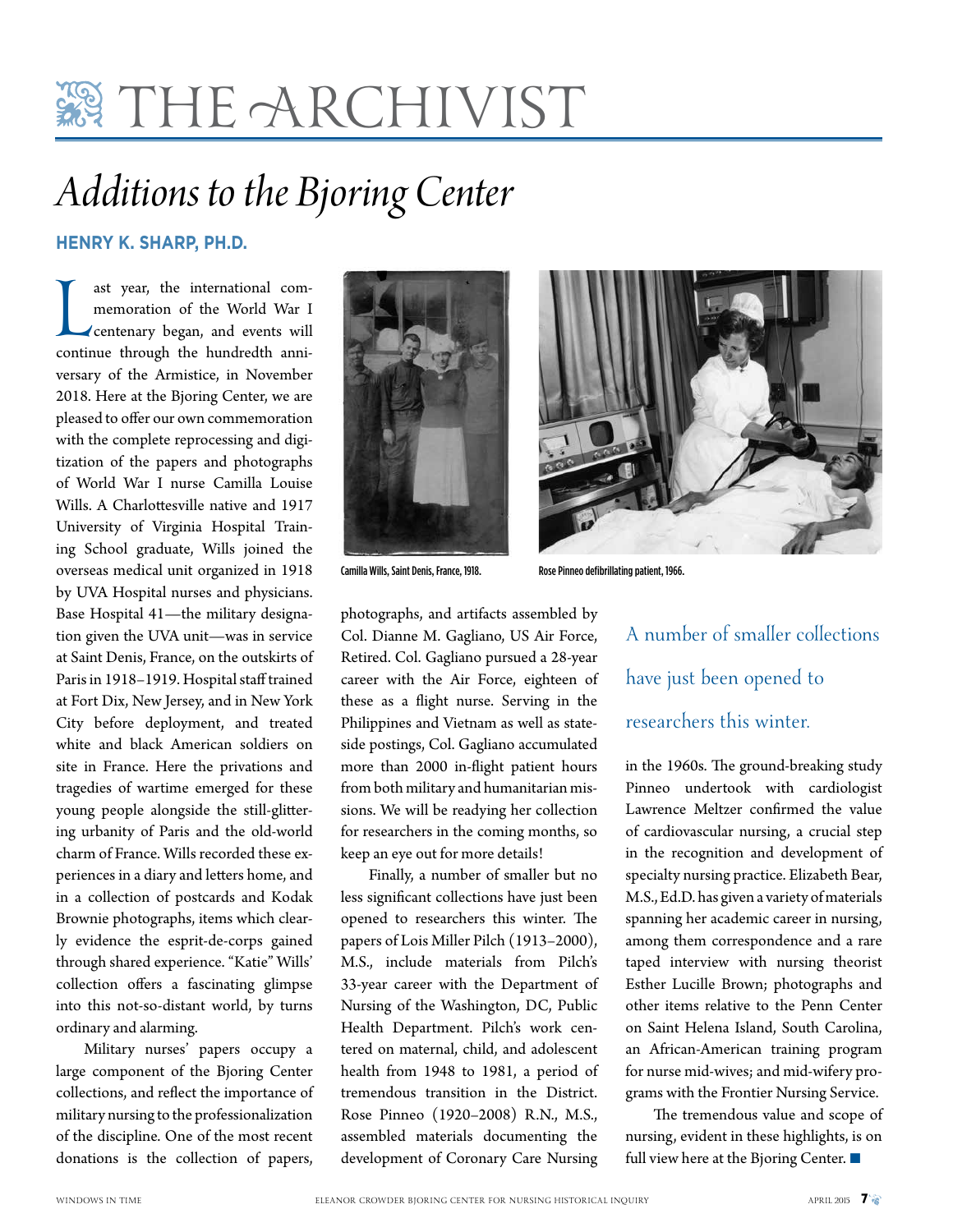# THE ARCHIVIST

## *Additions to the Bjoring Center*

**HENRY K. SHARP, PH.D.**

Last year, the international commemoration of the World War I centenary began, and events will continue through the hundredth anniversary of the Armistice, in November 2018. Here at the Bjoring Center, we are pleased to offer our own commemoration with the complete reprocessing and digitization of the papers and photographs of World War I nurse Camilla Louise Wills. A Charlottesville native and 1917 University of Virginia Hospital Training School graduate, Wills joined the overseas medical unit organized in 1918 by UVA Hospital nurses and physicians. Base Hospital 41—the military designation given the UVA unit—was in service at Saint Denis, France, on the outskirts of Paris in 1918–1919. Hospital staff trained at Fort Dix, New Jersey, and in New York City before deployment, and treated white and black American soldiers on site in France. Here the privations and tragedies of wartime emerged for these young people alongside the still-glittering urbanity of Paris and the old-world charm of France. Wills recorded these experiences in a diary and letters home, and in a collection of postcards and Kodak Brownie photographs, items which clearly evidence the esprit-de-corps gained through shared experience. "Katie" Wills' collection offers a fascinating glimpse into this not-so-distant world, by turns ordinary and alarming.

Military nurses' papers occupy a large component of the Bjoring Center collections, and reflect the importance of military nursing to the professionalization of the discipline. One of the most recent donations is the collection of papers, photographs, and artifacts assembled by Col. Dianne M. Gagliano, US Air Force, Retired. Col. Gagliano pursued a 28-year career with the Air Force, eighteen of these as a flight nurse. Serving in the Philippines and Vietnam as well as stateside postings, Col. Gagliano accumulated more than 2000 in-flight patient hours from both military and humanitarian missions. We will be readying her collection for researchers in the coming months, so keep an eye out for more details!

Camilla Wills, Saint Denis, France, 1918.

Rose Pinneo defibrillating patient, 1966.

Finally, a number of smaller but no less significant collections have just been opened to researchers this winter. The papers of Lois Miller Pilch (1913–2000), M.S., include materials from Pilch's 33-year career with the Department of Nursing of the Washington, DC, Public Health Department. Pilch's work centered on maternal, child, and adolescent health from 1948 to 1981, a period of tremendous transition in the District. Rose Pinneo (1920–2008) R.N., M.S., assembled materials documenting the development of Coronary Care Nursing in the 1960s. The ground-breaking study Pinneo undertook with cardiologist Lawrence Meltzer confirmed the value of cardiovascular nursing, a crucial step in the recognition and development of specialty nursing practice. Elizabeth Bear, M.S., Ed.D. has given a variety of materials spanning her academic career in nursing, among them correspondence and a rare taped interview with nursing theorist Esther Lucille Brown; photographs and other items relative to the Penn Center on Saint Helena Island, South Carolina, an African-American training program for nurse mid-wives; and mid-wifery programs with the Frontier Nursing Service.

> A number of smaller collections have just been opened to researchers this winter.

The tremendous value and scope of nursing, evident in these highlights, is on full view here at the Bjoring Center. ■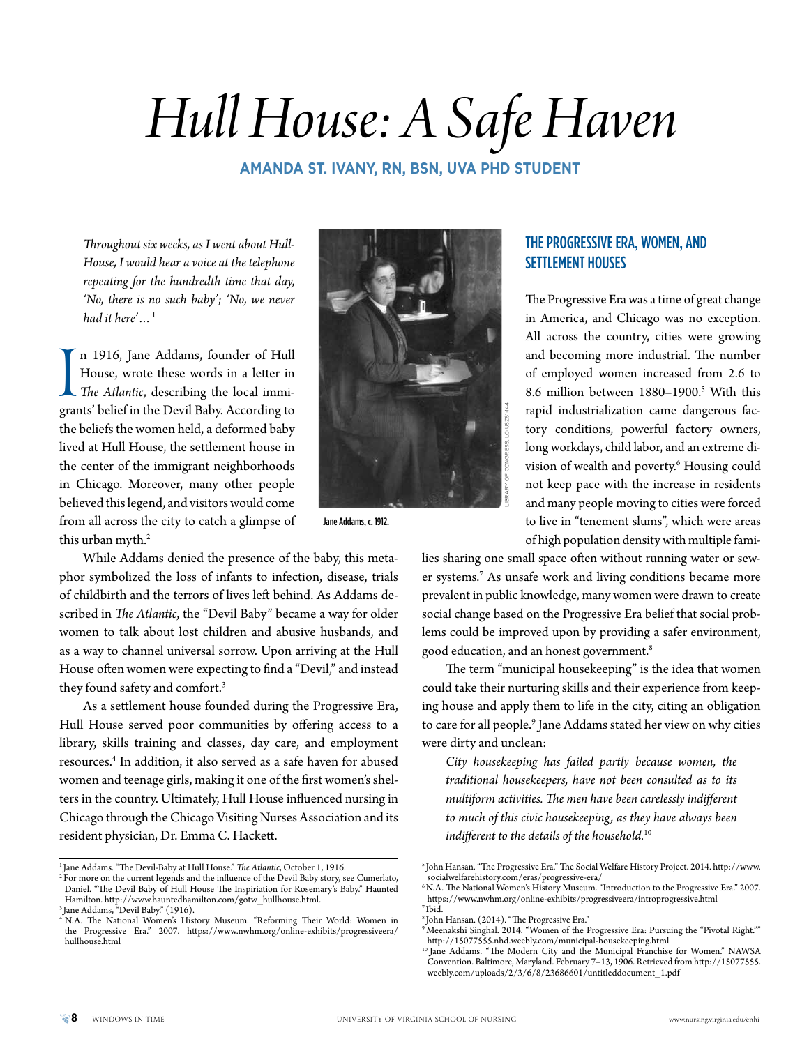# Hull House: A Safe Haven

**AMANDA ST. IVANY, RN, BSN, UVA PHD STUDENT**

*Throughout six weeks, as I went about Hull-House, I would hear a voice at the telephone repeating for the hundredth time that day, 'No, there is no such baby'; 'No, we never had it here'…* [1]

In 1916, Jane Addams, founder of Hull House, wrote these words in a letter in *The Atlantic*, describing the local immigrants' belief in the Devil Baby. According to the beliefs the women held, a deformed baby lived at Hull House, the settlement house in the center of the immigrant neighborhoods in Chicago. Moreover, many other people believed this legend, and visitors would come from all across the city to catch a glimpse of this urban myth.[2]

Jane Addams, c. 1912.

LIBRARY OF CONGRESS, LC-USZ61-144

While Addams denied the presence of the baby, this metaphor symbolized the loss of infants to infection, disease, trials of childbirth and the terrors of lives left behind. As Addams described in *The Atlantic*, the "Devil Baby" became a way for older women to talk about lost children and abusive husbands, and as a way to channel universal sorrow. Upon arriving at the Hull House often women were expecting to find a "Devil," and instead they found safety and comfort.[3]

As a settlement house founded during the Progressive Era, Hull House served poor communities by offering access to a library, skills training and classes, day care, and employment resources.[4] In addition, it also served as a safe haven for abused women and teenage girls, making it one of the first women's shelters in the country. Ultimately, Hull House influenced nursing in Chicago through the Chicago Visiting Nurses Association and its resident physician, Dr. Emma C. Hackett.

## THE PROGRESSIVE ERA, WOMEN, AND SETTLEMENT HOUSES

The Progressive Era was a time of great change in America, and Chicago was no exception. All across the country, cities were growing and becoming more industrial. The number of employed women increased from 2.6 to 8.6 million between 1880–1900.[5] With this rapid industrialization came dangerous factory conditions, powerful factory owners, long workdays, child labor, and an extreme division of wealth and poverty.[6] Housing could not keep pace with the increase in residents and many people moving to cities were forced to live in "tenement slums", which were areas of high population density with multiple families sharing one small space often without running water or sewer systems.[7] As unsafe work and living conditions became more prevalent in public knowledge, many women were drawn to create social change based on the Progressive Era belief that social problems could be improved upon by providing a safer environment, good education, and an honest government.[8]

The term "municipal housekeeping" is the idea that women could take their nurturing skills and their experience from keeping house and apply them to life in the city, citing an obligation to care for all people.[9] Jane Addams stated her view on why cities were dirty and unclean:

> *City housekeeping has failed partly because women, the traditional housekeepers, have not been consulted as to its multiform activities. The men have been carelessly indifferent to much of this civic housekeeping, as they have always been indifferent to the details of the household.*[10]

---

[1] Jane Addams. "The Devil-Baby at Hull House." *The Atlantic*, October 1, 1916.

[2] For more on the current legends and the influence of the Devil Baby story, see Cumerlato, Daniel. "The Devil Baby of Hull House The Inspiriation for Rosemary's Baby." Haunted Hamilton. http://www.hauntedhamilton.com/gotw_hullhouse.html.

[3] Jane Addams, "Devil Baby." (1916).

[4] N.A. The National Women's History Museum. "Reforming Their World: Women in the Progressive Era." 2007. https://www.nwhm.org/online-exhibits/progressiveera/hullhouse.html

[5] John Hansan. "The Progressive Era." The Social Welfare History Project. 2014. http://www.socialwelfarehistory.com/eras/progressive-era/

[6] N.A. The National Women's History Museum. "Introduction to the Progressive Era." 2007. https://www.nwhm.org/online-exhibits/progressiveera/introprogressive.html

[7] Ibid.

[8] John Hansan. (2014). "The Progressive Era."

[9] Meenakshi Singhal. 2014. "Women of the Progressive Era: Pursuing the "Pivotal Right."" http://15077555.nhd.weebly.com/municipal-housekeeping.html

[10] Jane Addams. "The Modern City and the Municipal Franchise for Women." NAWSA Convention. Baltimore, Maryland. February 7–13, 1906. Retrieved from http://15077555.weebly.com/uploads/2/3/6/8/23686601/untitleddocument_1.pdf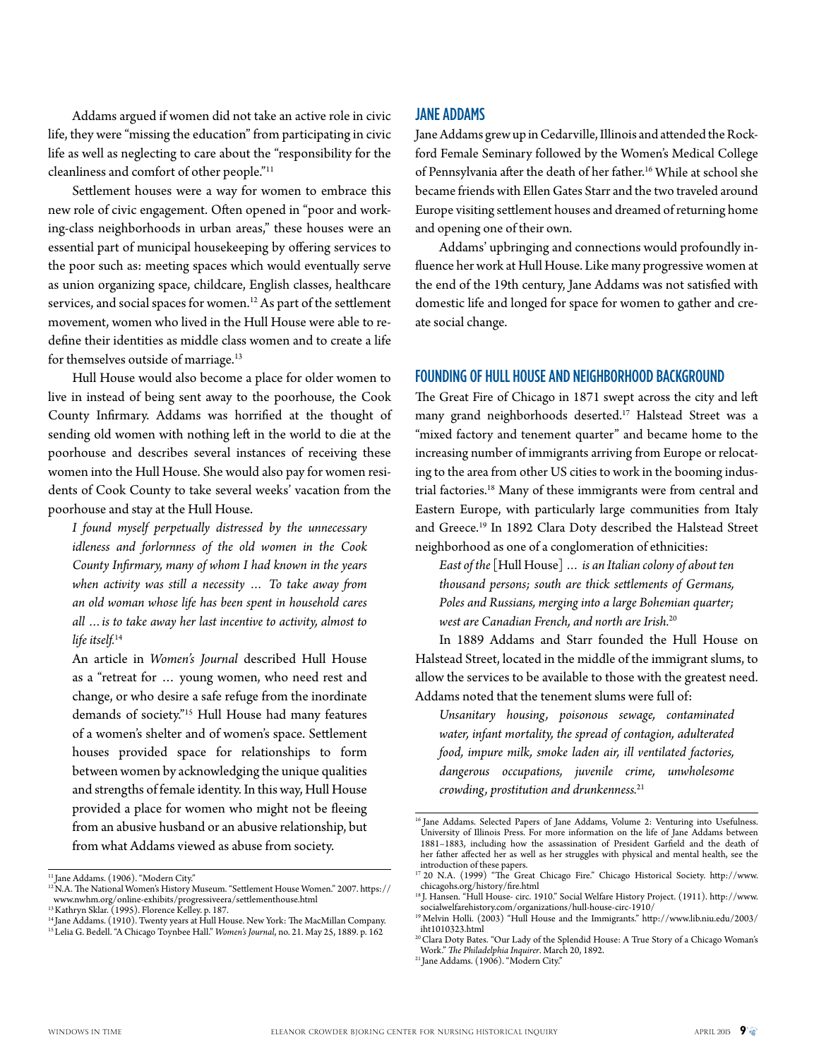Addams argued if women did not take an active role in civic life, they were "missing the education" from participating in civic life as well as neglecting to care about the "responsibility for the cleanliness and comfort of other people."[11]

Settlement houses were a way for women to embrace this new role of civic engagement. Often opened in "poor and working-class neighborhoods in urban areas," these houses were an essential part of municipal housekeeping by offering services to the poor such as: meeting spaces which would eventually serve as union organizing space, childcare, English classes, healthcare services, and social spaces for women.[12] As part of the settlement movement, women who lived in the Hull House were able to redefine their identities as middle class women and to create a life for themselves outside of marriage.[13]

Hull House would also become a place for older women to live in instead of being sent away to the poorhouse, the Cook County Infirmary. Addams was horrified at the thought of sending old women with nothing left in the world to die at the poorhouse and describes several instances of receiving these women into the Hull House. She would also pay for women residents of Cook County to take several weeks' vacation from the poorhouse and stay at the Hull House.

> *I found myself perpetually distressed by the unnecessary idleness and forlornness of the old women in the Cook County Infirmary, many of whom I had known in the years when activity was still a necessity … To take away from an old woman whose life has been spent in household cares all … is to take away her last incentive to activity, almost to life itself.*[14]

An article in *Women's Journal* described Hull House as a "retreat for … young women, who need rest and change, or who desire a safe refuge from the inordinate demands of society."[15] Hull House had many features of a women's shelter and of women's space. Settlement houses provided space for relationships to form between women by acknowledging the unique qualities and strengths of female identity. In this way, Hull House provided a place for women who might not be fleeing from an abusive husband or an abusive relationship, but from what Addams viewed as abuse from society.

## JANE ADDAMS

Jane Addams grew up in Cedarville, Illinois and attended the Rockford Female Seminary followed by the Women's Medical College of Pennsylvania after the death of her father.[16] While at school she became friends with Ellen Gates Starr and the two traveled around Europe visiting settlement houses and dreamed of returning home and opening one of their own.

Addams' upbringing and connections would profoundly influence her work at Hull House. Like many progressive women at the end of the 19th century, Jane Addams was not satisfied with domestic life and longed for space for women to gather and create social change.

## FOUNDING OF HULL HOUSE AND NEIGHBORHOOD BACKGROUND

The Great Fire of Chicago in 1871 swept across the city and left many grand neighborhoods deserted.[17] Halstead Street was a "mixed factory and tenement quarter" and became home to the increasing number of immigrants arriving from Europe or relocating to the area from other US cities to work in the booming industrial factories.[18] Many of these immigrants were from central and Eastern Europe, with particularly large communities from Italy and Greece.[19] In 1892 Clara Doty described the Halstead Street neighborhood as one of a conglomeration of ethnicities:

> *East of the* [Hull House] *… is an Italian colony of about ten thousand persons; south are thick settlements of Germans, Poles and Russians, merging into a large Bohemian quarter; west are Canadian French, and north are Irish.*[20]

In 1889 Addams and Starr founded the Hull House on Halstead Street, located in the middle of the immigrant slums, to allow the services to be available to those with the greatest need. Addams noted that the tenement slums were full of:

> *Unsanitary housing, poisonous sewage, contaminated water, infant mortality, the spread of contagion, adulterated food, impure milk, smoke laden air, ill ventilated factories, dangerous occupations, juvenile crime, unwholesome crowding, prostitution and drunkenness.*[21]

---

[11] Jane Addams. (1906). "Modern City."
[12] N.A. The National Women's History Museum. "Settlement House Women." 2007. https://www.nwhm.org/online-exhibits/progressiveera/settlementhouse.html
[13] Kathryn Sklar. (1995). Florence Kelley. p. 187.
[14] Jane Addams. (1910). Twenty years at Hull House. New York: The MacMillan Company.
[15] Lelia G. Bedell. "A Chicago Toynbee Hall." *Women's Journal*, no. 21. May 25, 1889. p. 162

[16] Jane Addams. Selected Papers of Jane Addams, Volume 2: Venturing into Usefulness. University of Illinois Press. For more information on the life of Jane Addams between 1881–1883, including how the assassination of President Garfield and the death of her father affected her as well as her struggles with physical and mental health, see the introduction of these papers.
[17] 20 N.A. (1999) "The Great Chicago Fire." Chicago Historical Society. http://www.chicagohs.org/history/fire.html
[18] J. Hansen. "Hull House- circ. 1910." Social Welfare History Project. (1911). http://www.socialwelfarehistory.com/organizations/hull-house-circ-1910/
[19] Melvin Holli. (2003) "Hull House and the Immigrants." http://www.lib.niu.edu/2003/iht1010323.html
[20] Clara Doty Bates. "Our Lady of the Splendid House: A True Story of a Chicago Woman's Work." *The Philadelphia Inquirer*. March 20, 1892.
[21] Jane Addams. (1906). "Modern City."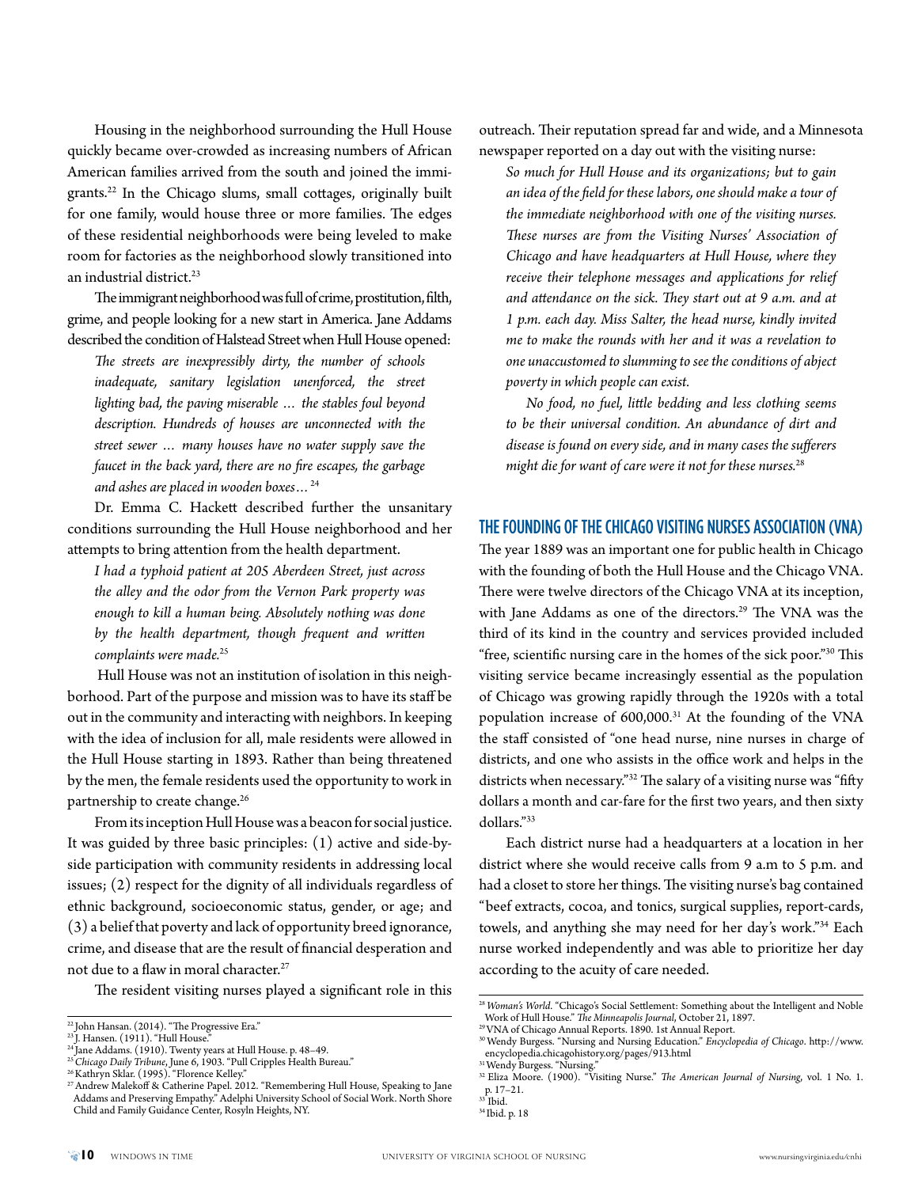Housing in the neighborhood surrounding the Hull House quickly became over-crowded as increasing numbers of African American families arrived from the south and joined the immigrants.[22] In the Chicago slums, small cottages, originally built for one family, would house three or more families. The edges of these residential neighborhoods were being leveled to make room for factories as the neighborhood slowly transitioned into an industrial district.[23]

The immigrant neighborhood was full of crime, prostitution, filth, grime, and people looking for a new start in America. Jane Addams described the condition of Halstead Street when Hull House opened:

> *The streets are inexpressibly dirty, the number of schools inadequate, sanitary legislation unenforced, the street lighting bad, the paving miserable … the stables foul beyond description. Hundreds of houses are unconnected with the street sewer … many houses have no water supply save the faucet in the back yard, there are no fire escapes, the garbage and ashes are placed in wooden boxes…* [24]

Dr. Emma C. Hackett described further the unsanitary conditions surrounding the Hull House neighborhood and her attempts to bring attention from the health department.

> *I had a typhoid patient at 205 Aberdeen Street, just across the alley and the odor from the Vernon Park property was enough to kill a human being. Absolutely nothing was done by the health department, though frequent and written complaints were made.*[25]

Hull House was not an institution of isolation in this neighborhood. Part of the purpose and mission was to have its staff be out in the community and interacting with neighbors. In keeping with the idea of inclusion for all, male residents were allowed in the Hull House starting in 1893. Rather than being threatened by the men, the female residents used the opportunity to work in partnership to create change.[26]

From its inception Hull House was a beacon for social justice. It was guided by three basic principles: (1) active and side-by-side participation with community residents in addressing local issues; (2) respect for the dignity of all individuals regardless of ethnic background, socioeconomic status, gender, or age; and (3) a belief that poverty and lack of opportunity breed ignorance, crime, and disease that are the result of financial desperation and not due to a flaw in moral character.[27]

The resident visiting nurses played a significant role in this outreach. Their reputation spread far and wide, and a Minnesota newspaper reported on a day out with the visiting nurse:

> *So much for Hull House and its organizations; but to gain an idea of the field for these labors, one should make a tour of the immediate neighborhood with one of the visiting nurses. These nurses are from the Visiting Nurses' Association of Chicago and have headquarters at Hull House, where they receive their telephone messages and applications for relief and attendance on the sick. They start out at 9 a.m. and at 1 p.m. each day. Miss Salter, the head nurse, kindly invited me to make the rounds with her and it was a revelation to one unaccustomed to slumming to see the conditions of abject poverty in which people can exist.*
>
> *No food, no fuel, little bedding and less clothing seems to be their universal condition. An abundance of dirt and disease is found on every side, and in many cases the sufferers might die for want of care were it not for these nurses.*[28]

## THE FOUNDING OF THE CHICAGO VISITING NURSES ASSOCIATION (VNA)

The year 1889 was an important one for public health in Chicago with the founding of both the Hull House and the Chicago VNA. There were twelve directors of the Chicago VNA at its inception, with Jane Addams as one of the directors.[29] The VNA was the third of its kind in the country and services provided included "free, scientific nursing care in the homes of the sick poor."[30] This visiting service became increasingly essential as the population of Chicago was growing rapidly through the 1920s with a total population increase of 600,000.[31] At the founding of the VNA the staff consisted of "one head nurse, nine nurses in charge of districts, and one who assists in the office work and helps in the districts when necessary."[32] The salary of a visiting nurse was "fifty dollars a month and car-fare for the first two years, and then sixty dollars."[33]

Each district nurse had a headquarters at a location in her district where she would receive calls from 9 a.m to 5 p.m. and had a closet to store her things. The visiting nurse's bag contained "beef extracts, cocoa, and tonics, surgical supplies, report-cards, towels, and anything she may need for her day's work."[34] Each nurse worked independently and was able to prioritize her day according to the acuity of care needed.

---

[22] John Hansan. (2014). "The Progressive Era."
[23] J. Hansen. (1911). "Hull House."
[24] Jane Addams. (1910). Twenty years at Hull House. p. 48–49.
[25] *Chicago Daily Tribune*, June 6, 1903. "Pull Cripples Health Bureau."
[26] Kathryn Sklar. (1995). "Florence Kelley."
[27] Andrew Malekoff & Catherine Papel. 2012. "Remembering Hull House, Speaking to Jane Addams and Preserving Empathy." Adelphi University School of Social Work. North Shore Child and Family Guidance Center, Rosyln Heights, NY.
[28] *Woman's World*. "Chicago's Social Settlement: Something about the Intelligent and Noble Work of Hull House." *The Minneapolis Journal*, October 21, 1897.
[29] VNA of Chicago Annual Reports. 1890. 1st Annual Report.
[30] Wendy Burgess. "Nursing and Nursing Education." *Encyclopedia of Chicago*. http://www.encyclopedia.chicagohistory.org/pages/913.html
[31] Wendy Burgess. "Nursing."
[32] Eliza Moore. (1900). "Visiting Nurse." *The American Journal of Nursing*, vol. 1 No. 1. p. 17–21.
[33] Ibid.
[34] Ibid. p. 18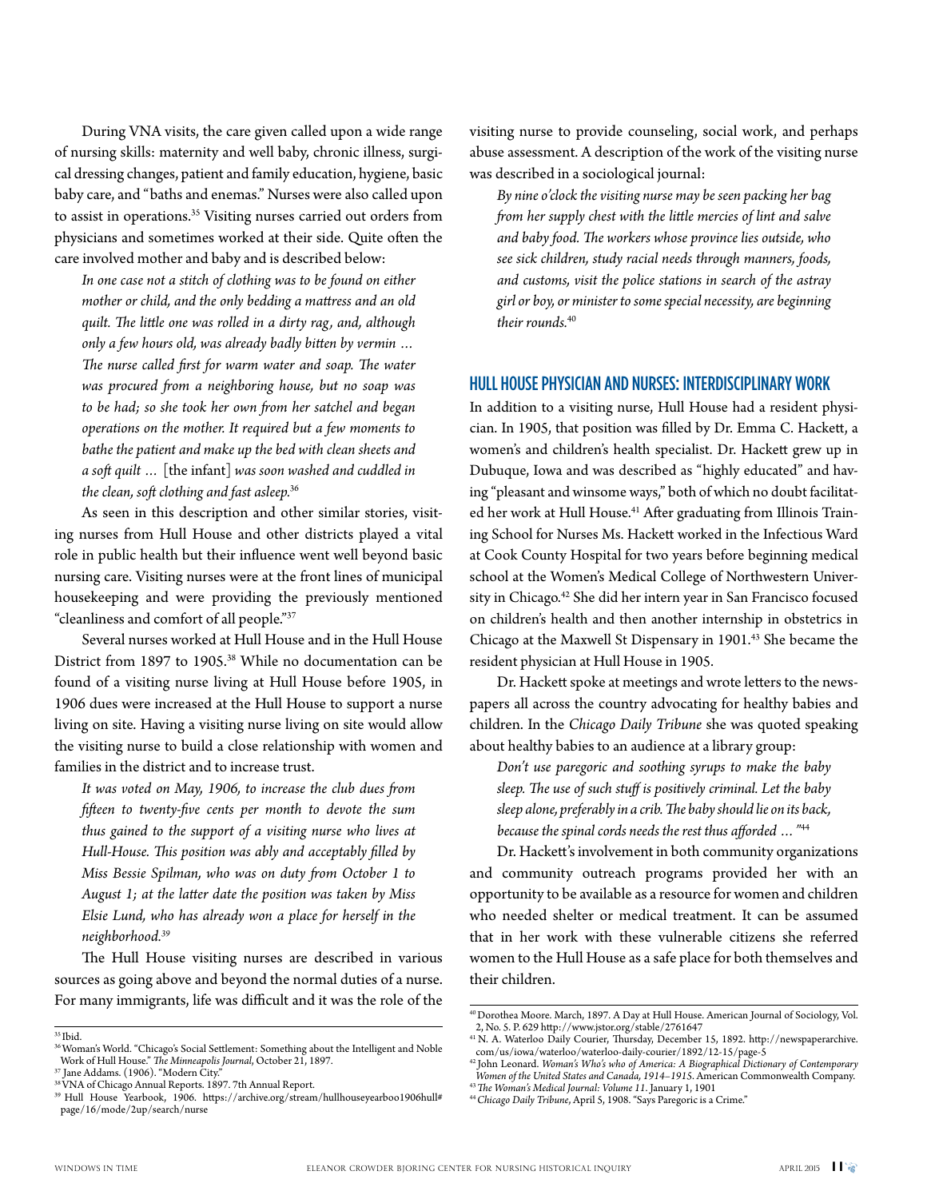During VNA visits, the care given called upon a wide range of nursing skills: maternity and well baby, chronic illness, surgical dressing changes, patient and family education, hygiene, basic baby care, and "baths and enemas." Nurses were also called upon to assist in operations.[35] Visiting nurses carried out orders from physicians and sometimes worked at their side. Quite often the care involved mother and baby and is described below:

> *In one case not a stitch of clothing was to be found on either mother or child, and the only bedding a mattress and an old quilt. The little one was rolled in a dirty rag, and, although only a few hours old, was already badly bitten by vermin … The nurse called first for warm water and soap. The water was procured from a neighboring house, but no soap was to be had; so she took her own from her satchel and began operations on the mother. It required but a few moments to bathe the patient and make up the bed with clean sheets and a soft quilt …* [the infant] *was soon washed and cuddled in the clean, soft clothing and fast asleep.*[36]

As seen in this description and other similar stories, visiting nurses from Hull House and other districts played a vital role in public health but their influence went well beyond basic nursing care. Visiting nurses were at the front lines of municipal housekeeping and were providing the previously mentioned "cleanliness and comfort of all people."[37]

Several nurses worked at Hull House and in the Hull House District from 1897 to 1905.[38] While no documentation can be found of a visiting nurse living at Hull House before 1905, in 1906 dues were increased at the Hull House to support a nurse living on site. Having a visiting nurse living on site would allow the visiting nurse to build a close relationship with women and families in the district and to increase trust.

> *It was voted on May, 1906, to increase the club dues from fifteen to twenty-five cents per month to devote the sum thus gained to the support of a visiting nurse who lives at Hull-House. This position was ably and acceptably filled by Miss Bessie Spilman, who was on duty from October 1 to August 1; at the latter date the position was taken by Miss Elsie Lund, who has already won a place for herself in the neighborhood.*[39]

The Hull House visiting nurses are described in various sources as going above and beyond the normal duties of a nurse. For many immigrants, life was difficult and it was the role of the visiting nurse to provide counseling, social work, and perhaps abuse assessment. A description of the work of the visiting nurse was described in a sociological journal:

> *By nine o'clock the visiting nurse may be seen packing her bag from her supply chest with the little mercies of lint and salve and baby food. The workers whose province lies outside, who see sick children, study racial needs through manners, foods, and customs, visit the police stations in search of the astray girl or boy, or minister to some special necessity, are beginning their rounds.*[40]

## HULL HOUSE PHYSICIAN AND NURSES: INTERDISCIPLINARY WORK

In addition to a visiting nurse, Hull House had a resident physician. In 1905, that position was filled by Dr. Emma C. Hackett, a women's and children's health specialist. Dr. Hackett grew up in Dubuque, Iowa and was described as "highly educated" and having "pleasant and winsome ways," both of which no doubt facilitated her work at Hull House.[41] After graduating from Illinois Training School for Nurses Ms. Hackett worked in the Infectious Ward at Cook County Hospital for two years before beginning medical school at the Women's Medical College of Northwestern University in Chicago.[42] She did her intern year in San Francisco focused on children's health and then another internship in obstetrics in Chicago at the Maxwell St Dispensary in 1901.[43] She became the resident physician at Hull House in 1905.

Dr. Hackett spoke at meetings and wrote letters to the newspapers all across the country advocating for healthy babies and children. In the *Chicago Daily Tribune* she was quoted speaking about healthy babies to an audience at a library group:

> *Don't use paregoric and soothing syrups to make the baby sleep. The use of such stuff is positively criminal. Let the baby sleep alone, preferably in a crib. The baby should lie on its back, because the spinal cords needs the rest thus afforded …"*[44]

Dr. Hackett's involvement in both community organizations and community outreach programs provided her with an opportunity to be available as a resource for women and children who needed shelter or medical treatment. It can be assumed that in her work with these vulnerable citizens she referred women to the Hull House as a safe place for both themselves and their children.

---

[35] Ibid.

[36] Woman's World. "Chicago's Social Settlement: Something about the Intelligent and Noble Work of Hull House." *The Minneapolis Journal*, October 21, 1897.

[37] Jane Addams. (1906). "Modern City."

[38] VNA of Chicago Annual Reports. 1897. 7th Annual Report.

[39] Hull House Yearbook, 1906. https://archive.org/stream/hullhouseyearboo1906hull#page/16/mode/2up/search/nurse

[40] Dorothea Moore. March, 1897. A Day at Hull House. American Journal of Sociology, Vol. 2, No. 5. P. 629 http://www.jstor.org/stable/2761647

[41] N. A. Waterloo Daily Courier, Thursday, December 15, 1892. http://newspaperarchive.com/us/iowa/waterloo/waterloo-daily-courier/1892/12-15/page-5

[42] John Leonard. *Woman's Who's who of America: A Biographical Dictionary of Contemporary Women of the United States and Canada, 1914–1915*. American Commonwealth Company.

[43] *The Woman's Medical Journal: Volume 11*. January 1, 1901

[44] *Chicago Daily Tribune*, April 5, 1908. "Says Paregoric is a Crime."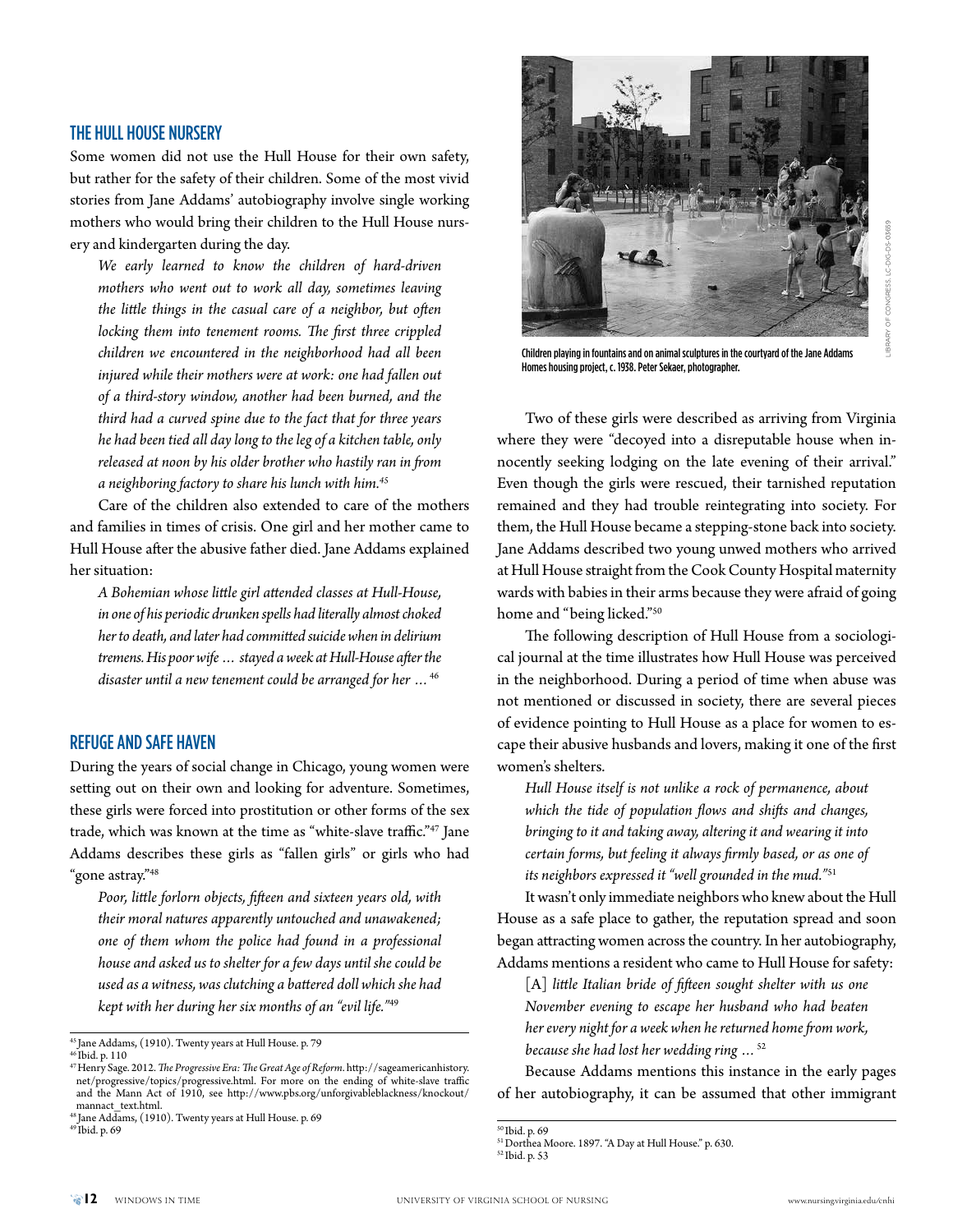## THE HULL HOUSE NURSERY

Some women did not use the Hull House for their own safety, but rather for the safety of their children. Some of the most vivid stories from Jane Addams' autobiography involve single working mothers who would bring their children to the Hull House nursery and kindergarten during the day.

> *We early learned to know the children of hard-driven mothers who went out to work all day, sometimes leaving the little things in the casual care of a neighbor, but often locking them into tenement rooms. The first three crippled children we encountered in the neighborhood had all been injured while their mothers were at work: one had fallen out of a third-story window, another had been burned, and the third had a curved spine due to the fact that for three years he had been tied all day long to the leg of a kitchen table, only released at noon by his older brother who hastily ran in from a neighboring factory to share his lunch with him.*[45]

Care of the children also extended to care of the mothers and families in times of crisis. One girl and her mother came to Hull House after the abusive father died. Jane Addams explained her situation:

> *A Bohemian whose little girl attended classes at Hull-House, in one of his periodic drunken spells had literally almost choked her to death, and later had committed suicide when in delirium tremens. His poor wife … stayed a week at Hull-House after the disaster until a new tenement could be arranged for her …*[46]

## REFUGE AND SAFE HAVEN

During the years of social change in Chicago, young women were setting out on their own and looking for adventure. Sometimes, these girls were forced into prostitution or other forms of the sex trade, which was known at the time as "white-slave traffic."[47] Jane Addams describes these girls as "fallen girls" or girls who had "gone astray."[48]

> *Poor, little forlorn objects, fifteen and sixteen years old, with their moral natures apparently untouched and unawakened; one of them whom the police had found in a professional house and asked us to shelter for a few days until she could be used as a witness, was clutching a battered doll which she had kept with her during her six months of an "evil life."*[49]

Children playing in fountains and on animal sculptures in the courtyard of the Jane Addams Homes housing project, c. 1938. Peter Sekaer, photographer.

LIBRARY OF CONGRESS, LC-DIG-DS-03659

Two of these girls were described as arriving from Virginia where they were "decoyed into a disreputable house when innocently seeking lodging on the late evening of their arrival." Even though the girls were rescued, their tarnished reputation remained and they had trouble reintegrating into society. For them, the Hull House became a stepping-stone back into society. Jane Addams described two young unwed mothers who arrived at Hull House straight from the Cook County Hospital maternity wards with babies in their arms because they were afraid of going home and "being licked."[50]

The following description of Hull House from a sociological journal at the time illustrates how Hull House was perceived in the neighborhood. During a period of time when abuse was not mentioned or discussed in society, there are several pieces of evidence pointing to Hull House as a place for women to escape their abusive husbands and lovers, making it one of the first women's shelters.

> *Hull House itself is not unlike a rock of permanence, about which the tide of population flows and shifts and changes, bringing to it and taking away, altering it and wearing it into certain forms, but feeling it always firmly based, or as one of its neighbors expressed it "well grounded in the mud."*[51]

It wasn't only immediate neighbors who knew about the Hull House as a safe place to gather, the reputation spread and soon began attracting women across the country. In her autobiography, Addams mentions a resident who came to Hull House for safety:

> [A] *little Italian bride of fifteen sought shelter with us one November evening to escape her husband who had beaten her every night for a week when he returned home from work, because she had lost her wedding ring …*[52]

Because Addams mentions this instance in the early pages of her autobiography, it can be assumed that other immigrant

---

[45] Jane Addams, (1910). Twenty years at Hull House. p. 79
[46] Ibid. p. 110
[47] Henry Sage. 2012. *The Progressive Era: The Great Age of Reform*. http://sageamericanhistory.net/progressive/topics/progressive.html. For more on the ending of white-slave traffic and the Mann Act of 1910, see http://www.pbs.org/unforgivableblackness/knockout/mannact_text.html.
[48] Jane Addams, (1910). Twenty years at Hull House. p. 69
[49] Ibid. p. 69
[50] Ibid. p. 69
[51] Dorthea Moore. 1897. "A Day at Hull House." p. 630.
[52] Ibid. p. 53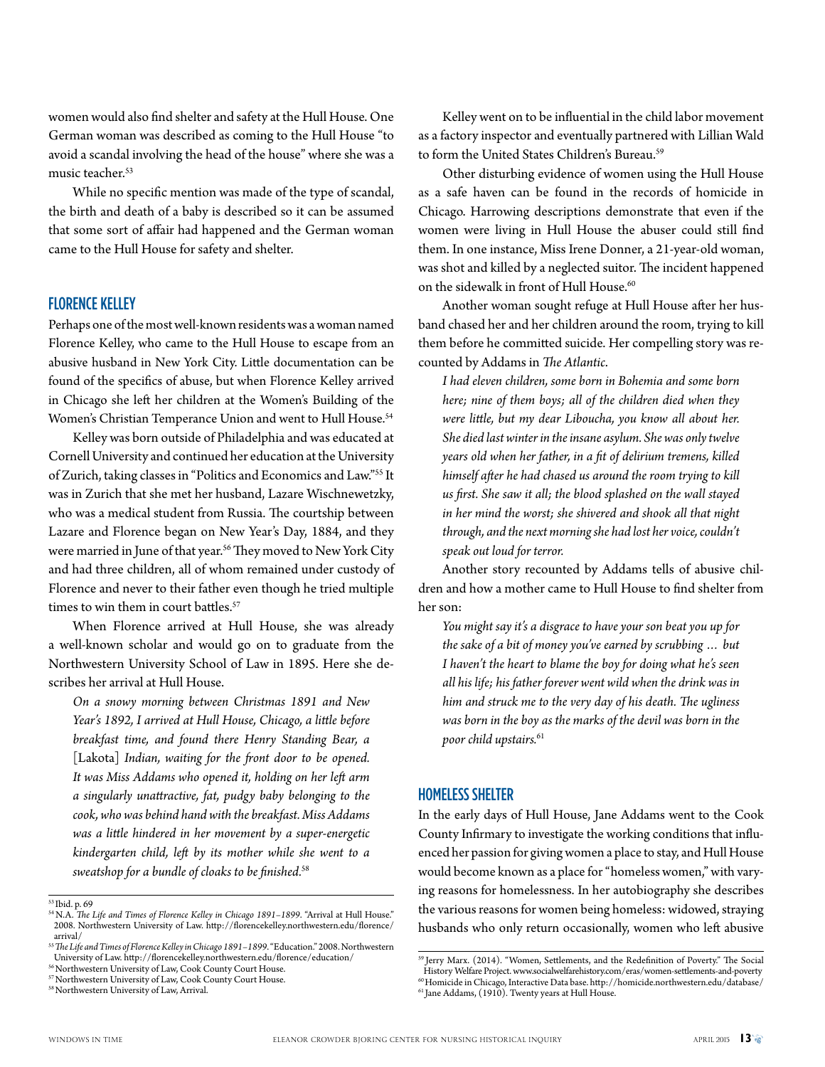women would also find shelter and safety at the Hull House. One German woman was described as coming to the Hull House "to avoid a scandal involving the head of the house" where she was a music teacher.[53]

While no specific mention was made of the type of scandal, the birth and death of a baby is described so it can be assumed that some sort of affair had happened and the German woman came to the Hull House for safety and shelter.

## FLORENCE KELLEY

Perhaps one of the most well-known residents was a woman named Florence Kelley, who came to the Hull House to escape from an abusive husband in New York City. Little documentation can be found of the specifics of abuse, but when Florence Kelley arrived in Chicago she left her children at the Women's Building of the Women's Christian Temperance Union and went to Hull House.[54]

Kelley was born outside of Philadelphia and was educated at Cornell University and continued her education at the University of Zurich, taking classes in "Politics and Economics and Law."[55] It was in Zurich that she met her husband, Lazare Wischnewetzky, who was a medical student from Russia. The courtship between Lazare and Florence began on New Year's Day, 1884, and they were married in June of that year.[56] They moved to New York City and had three children, all of whom remained under custody of Florence and never to their father even though he tried multiple times to win them in court battles.[57]

When Florence arrived at Hull House, she was already a well-known scholar and would go on to graduate from the Northwestern University School of Law in 1895. Here she describes her arrival at Hull House.

> *On a snowy morning between Christmas 1891 and New Year's 1892, I arrived at Hull House, Chicago, a little before breakfast time, and found there Henry Standing Bear, a* [Lakota] *Indian, waiting for the front door to be opened. It was Miss Addams who opened it, holding on her left arm a singularly unattractive, fat, pudgy baby belonging to the cook, who was behind hand with the breakfast. Miss Addams was a little hindered in her movement by a super-energetic kindergarten child, left by its mother while she went to a sweatshop for a bundle of cloaks to be finished.*[58]

Kelley went on to be influential in the child labor movement as a factory inspector and eventually partnered with Lillian Wald to form the United States Children's Bureau.[59]

Other disturbing evidence of women using the Hull House as a safe haven can be found in the records of homicide in Chicago. Harrowing descriptions demonstrate that even if the women were living in Hull House the abuser could still find them. In one instance, Miss Irene Donner, a 21-year-old woman, was shot and killed by a neglected suitor. The incident happened on the sidewalk in front of Hull House.[60]

Another woman sought refuge at Hull House after her husband chased her and her children around the room, trying to kill them before he committed suicide. Her compelling story was recounted by Addams in *The Atlantic*.

> *I had eleven children, some born in Bohemia and some born here; nine of them boys; all of the children died when they were little, but my dear Liboucha, you know all about her. She died last winter in the insane asylum. She was only twelve years old when her father, in a fit of delirium tremens, killed himself after he had chased us around the room trying to kill us first. She saw it all; the blood splashed on the wall stayed in her mind the worst; she shivered and shook all that night through, and the next morning she had lost her voice, couldn't speak out loud for terror.*

Another story recounted by Addams tells of abusive children and how a mother came to Hull House to find shelter from her son:

> *You might say it's a disgrace to have your son beat you up for the sake of a bit of money you've earned by scrubbing … but I haven't the heart to blame the boy for doing what he's seen all his life; his father forever went wild when the drink was in him and struck me to the very day of his death. The ugliness was born in the boy as the marks of the devil was born in the poor child upstairs.*[61]

## HOMELESS SHELTER

In the early days of Hull House, Jane Addams went to the Cook County Infirmary to investigate the working conditions that influenced her passion for giving women a place to stay, and Hull House would become known as a place for "homeless women," with varying reasons for homelessness. In her autobiography she describes the various reasons for women being homeless: widowed, straying husbands who only return occasionally, women who left abusive

---

[53] Ibid. p. 69

[54] N.A. *The Life and Times of Florence Kelley in Chicago 1891–1899*. "Arrival at Hull House." 2008. Northwestern University of Law. http://florencekelley.northwestern.edu/florence/arrival/

[55] *The Life and Times of Florence Kelley in Chicago 1891–1899*. "Education." 2008. Northwestern University of Law. http://florencekelley.northwestern.edu/florence/education/

[56] Northwestern University of Law, Cook County Court House.

[57] Northwestern University of Law, Cook County Court House.

[58] Northwestern University of Law, Arrival.

[59] Jerry Marx. (2014). "Women, Settlements, and the Redefinition of Poverty." The Social History Welfare Project. www.socialwelfarehistory.com/eras/women-settlements-and-poverty

[60] Homicide in Chicago, Interactive Data base. http://homicide.northwestern.edu/database/

[61] Jane Addams, (1910). Twenty years at Hull House.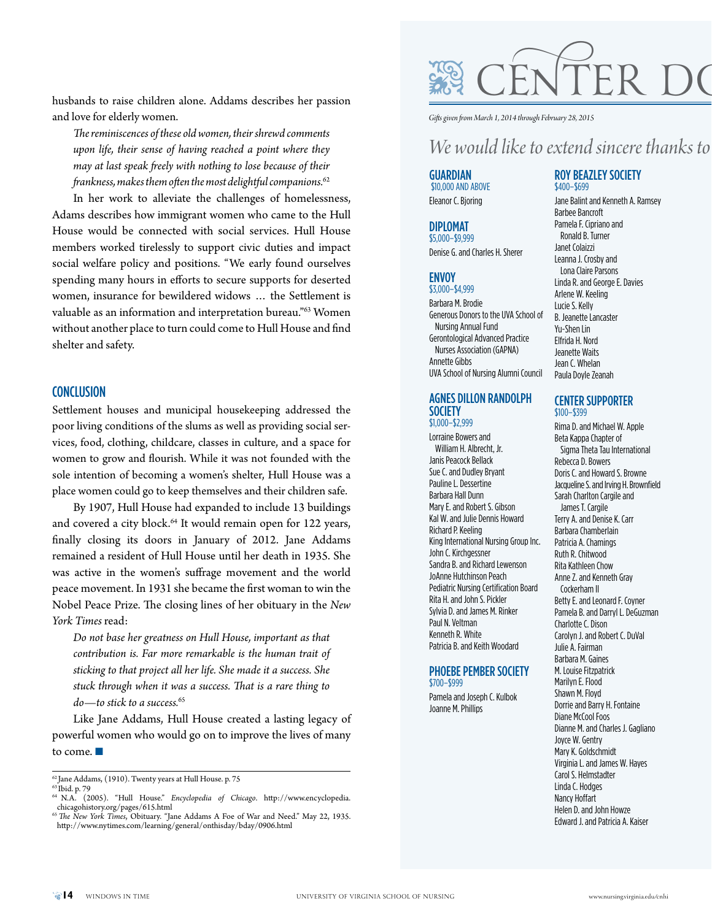husbands to raise children alone. Addams describes her passion and love for elderly women.

*The reminiscences of these old women, their shrewd comments upon life, their sense of having reached a point where they may at last speak freely with nothing to lose because of their frankness, makes them often the most delightful companions.*[62]

In her work to alleviate the challenges of homelessness, Adams describes how immigrant women who came to the Hull House would be connected with social services. Hull House members worked tirelessly to support civic duties and impact social welfare policy and positions. "We early found ourselves spending many hours in efforts to secure supports for deserted women, insurance for bewildered widows … the Settlement is valuable as an information and interpretation bureau."[63] Women without another place to turn could come to Hull House and find shelter and safety.

## CONCLUSION

Settlement houses and municipal housekeeping addressed the poor living conditions of the slums as well as providing social services, food, clothing, childcare, classes in culture, and a space for women to grow and flourish. While it was not founded with the sole intention of becoming a women's shelter, Hull House was a place women could go to keep themselves and their children safe.

By 1907, Hull House had expanded to include 13 buildings and covered a city block.[64] It would remain open for 122 years, finally closing its doors in January of 2012. Jane Addams remained a resident of Hull House until her death in 1935. She was active in the women's suffrage movement and the world peace movement. In 1931 she became the first woman to win the Nobel Peace Prize. The closing lines of her obituary in the *New York Times* read:

*Do not base her greatness on Hull House, important as that contribution is. Far more remarkable is the human trait of sticking to that project all her life. She made it a success. She stuck through when it was a success. That is a rare thing to do—to stick to a success.*[65]

Like Jane Addams, Hull House created a lasting legacy of powerful women who would go on to improve the lives of many to come. ■

---

[62] Jane Addams, (1910). Twenty years at Hull House. p. 75

[63] Ibid. p. 79

[64] N.A. (2005). "Hull House." *Encyclopedia of Chicago*. http://www.encyclopedia.chicagohistory.org/pages/615.html

[65] *The New York Times*, Obituary. "Jane Addams A Foe of War and Need." May 22, 1935. http://www.nytimes.com/learning/general/onthisday/bday/0906.html

# CENTER DO

*Gifts given from March 1, 2014 through February 28, 2015*

## *We would like to extend sincere thanks to*

### GUARDIAN
$10,000 AND ABOVE

Eleanor C. Bjoring

### DIPLOMAT
$5,000–$9,999

Denise G. and Charles H. Sherer

### ENVOY
$3,000–$4,999

Barbara M. Brodie
Generous Donors to the UVA School of Nursing Annual Fund
Gerontological Advanced Practice Nurses Association (GAPNA)
Annette Gibbs
UVA School of Nursing Alumni Council

### AGNES DILLON RANDOLPH SOCIETY
$1,000–$2,999

Lorraine Bowers and William H. Albrecht, Jr.
Janis Peacock Bellack
Sue C. and Dudley Bryant
Pauline L. Dessertine
Barbara Hall Dunn
Mary E. and Robert S. Gibson
Kal W. and Julie Dennis Howard
Richard P. Keeling
King International Nursing Group Inc.
John C. Kirchgessner
Sandra B. and Richard Lewenson
JoAnne Hutchinson Peach
Pediatric Nursing Certification Board
Rita H. and John S. Pickler
Sylvia D. and James M. Rinker
Paul N. Veltman
Kenneth R. White
Patricia B. and Keith Woodard

### PHOEBE PEMBER SOCIETY
$700–$999

Pamela and Joseph C. Kulbok
Joanne M. Phillips

### ROY BEAZLEY SOCIETY
$400–$699

Jane Balint and Kenneth A. Ramsey
Barbee Bancroft
Pamela F. Cipriano and Ronald B. Turner
Janet Colaizzi
Leanna J. Crosby and Lona Claire Parsons
Linda R. and George E. Davies
Arlene W. Keeling
Lucie S. Kelly
B. Jeanette Lancaster
Yu-Shen Lin
Elfrida H. Nord
Jeanette Waits
Jean C. Whelan
Paula Doyle Zeanah

### CENTER SUPPORTER
$100–$399

Rima D. and Michael W. Apple
Beta Kappa Chapter of Sigma Theta Tau International
Rebecca D. Bowers
Doris C. and Howard S. Browne
Jacqueline S. and Irving H. Brownfield
Sarah Charlton Cargile and James T. Cargile
Terry A. and Denise K. Carr
Barbara Chamberlain
Patricia A. Chamings
Ruth R. Chitwood
Rita Kathleen Chow
Anne Z. and Kenneth Gray Cockerham II
Betty E. and Leonard F. Coyner
Pamela B. and Darryl L. DeGuzman
Charlotte C. Dison
Carolyn J. and Robert C. DuVal
Julie A. Fairman
Barbara M. Gaines
M. Louise Fitzpatrick
Marilyn E. Flood
Shawn M. Floyd
Dorrie and Barry H. Fontaine
Diane McCool Foos
Dianne M. and Charles J. Gagliano
Joyce W. Gentry
Mary K. Goldschmidt
Virginia L. and James W. Hayes
Carol S. Helmstadter
Linda C. Hodges
Nancy Hoffart
Helen D. and John Howze
Edward J. and Patricia A. Kaiser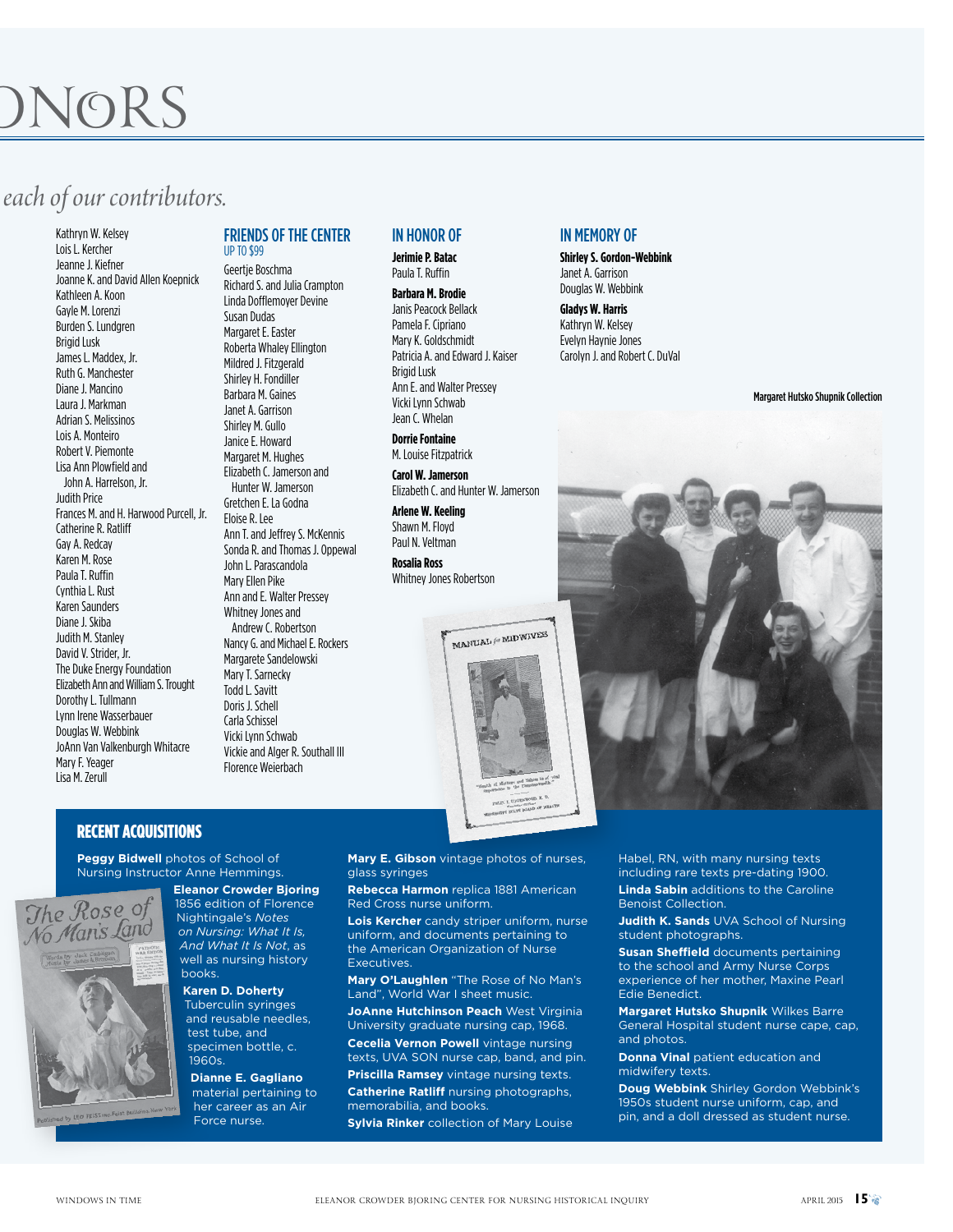# ONORS

*each of our contributors.*

Kathryn W. Kelsey
Lois L. Kercher
Jeanne J. Kiefner
Joanne K. and David Allen Koepnick
Kathleen A. Koon
Gayle M. Lorenzi
Burden S. Lundgren
Brigid Lusk
James L. Maddex, Jr.
Ruth G. Manchester
Diane J. Mancino
Laura J. Markman
Adrian S. Melissinos
Lois A. Monteiro
Robert V. Piemonte
Lisa Ann Plowfield and John A. Harrelson, Jr.
Judith Price
Frances M. and H. Harwood Purcell, Jr.
Catherine R. Ratliff
Gay A. Redcay
Karen M. Rose
Paula T. Ruffin
Cynthia L. Rust
Karen Saunders
Diane J. Skiba
Judith M. Stanley
David V. Strider, Jr.
The Duke Energy Foundation
Elizabeth Ann and William S. Trought
Dorothy L. Tullmann
Lynn Irene Wasserbauer
Douglas W. Webbink
JoAnn Van Valkenburgh Whitacre
Mary F. Yeager
Lisa M. Zerull

## FRIENDS OF THE CENTER

UP TO $99

Geertje Boschma
Richard S. and Julia Crampton
Linda Dofflemoyer Devine
Susan Dudas
Margaret E. Easter
Roberta Whaley Ellington
Mildred J. Fitzgerald
Shirley H. Fondiller
Barbara M. Gaines
Janet A. Garrison
Shirley M. Gullo
Janice E. Howard
Margaret M. Hughes
Elizabeth C. Jamerson and Hunter W. Jamerson
Gretchen E. La Godna
Eloise R. Lee
Ann T. and Jeffrey S. McKennis
Sonda R. and Thomas J. Oppewal
John L. Parascandola
Mary Ellen Pike
Ann and E. Walter Pressey
Whitney Jones and Andrew C. Robertson
Nancy G. and Michael E. Rockers
Margarete Sandelowski
Mary T. Sarnecky
Todd L. Savitt
Doris J. Schell
Carla Schissel
Vicki Lynn Schwab
Vickie and Alger R. Southall III
Florence Weierbach

## IN HONOR OF

**Jerimie P. Batac**
Paula T. Ruffin

**Barbara M. Brodie**
Janis Peacock Bellack
Pamela F. Cipriano
Mary K. Goldschmidt
Patricia A. and Edward J. Kaiser
Brigid Lusk
Ann E. and Walter Pressey
Vicki Lynn Schwab
Jean C. Whelan

**Dorrie Fontaine**
M. Louise Fitzpatrick

**Carol W. Jamerson**
Elizabeth C. and Hunter W. Jamerson

**Arlene W. Keeling**
Shawn M. Floyd
Paul N. Veltman

**Rosalia Ross**
Whitney Jones Robertson

## IN MEMORY OF

**Shirley S. Gordon-Webbink**
Janet A. Garrison
Douglas W. Webbink

**Gladys W. Harris**
Kathryn W. Kelsey
Evelyn Haynie Jones
Carolyn J. and Robert C. DuVal

Margaret Hutsko Shupnik Collection

## RECENT ACQUISITIONS

**Peggy Bidwell** photos of School of Nursing Instructor Anne Hemmings.

**Eleanor Crowder Bjoring** 1856 edition of Florence Nightingale's *Notes on Nursing: What It Is, And What It Is Not*, as well as nursing history books.

**Karen D. Doherty** Tuberculin syringes and reusable needles, test tube, and specimen bottle, c. 1960s.

**Dianne E. Gagliano** material pertaining to her career as an Air Force nurse.

**Mary E. Gibson** vintage photos of nurses, glass syringes

**Rebecca Harmon** replica 1881 American Red Cross nurse uniform.

**Lois Kercher** candy striper uniform, nurse uniform, and documents pertaining to the American Organization of Nurse Executives.

**Mary O'Laughlen** "The Rose of No Man's Land", World War I sheet music.

**JoAnne Hutchinson Peach** West Virginia University graduate nursing cap, 1968.

**Cecelia Vernon Powell** vintage nursing texts, UVA SON nurse cap, band, and pin.

**Priscilla Ramsey** vintage nursing texts.

**Catherine Ratliff** nursing photographs, memorabilia, and books.

**Sylvia Rinker** collection of Mary Louise Habel, RN, with many nursing texts including rare texts pre-dating 1900.

**Linda Sabin** additions to the Caroline Benoist Collection.

**Judith K. Sands** UVA School of Nursing student photographs.

**Susan Sheffield** documents pertaining to the school and Army Nurse Corps experience of her mother, Maxine Pearl Edie Benedict.

**Margaret Hutsko Shupnik** Wilkes Barre General Hospital student nurse cape, cap, and photos.

**Donna Vinal** patient education and midwifery texts.

**Doug Webbink** Shirley Gordon Webbink's 1950s student nurse uniform, cap, and pin, and a doll dressed as student nurse.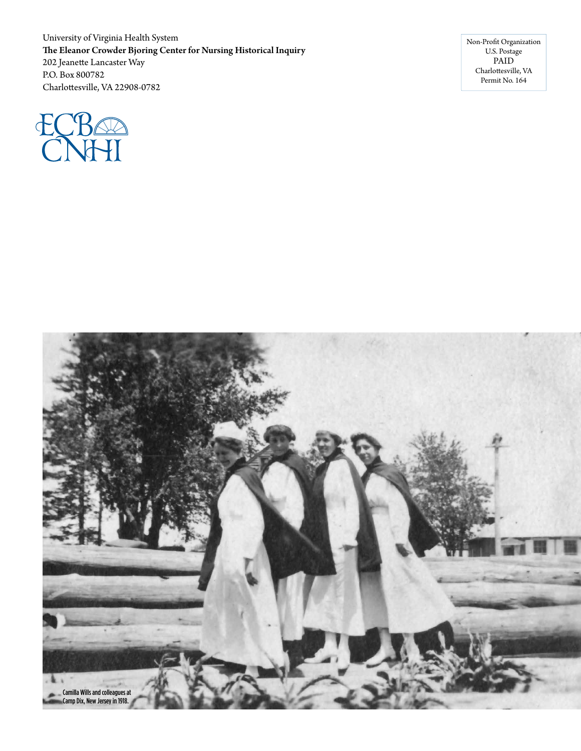University of Virginia Health System
**The Eleanor Crowder Bjoring Center for Nursing Historical Inquiry**
202 Jeanette Lancaster Way
P.O. Box 800782
Charlottesville, VA 22908-0782

Non-Profit Organization
U.S. Postage
PAID
Charlottesville, VA
Permit No. 164

Camilla Wills and colleagues at Camp Dix, New Jersey in 1918.